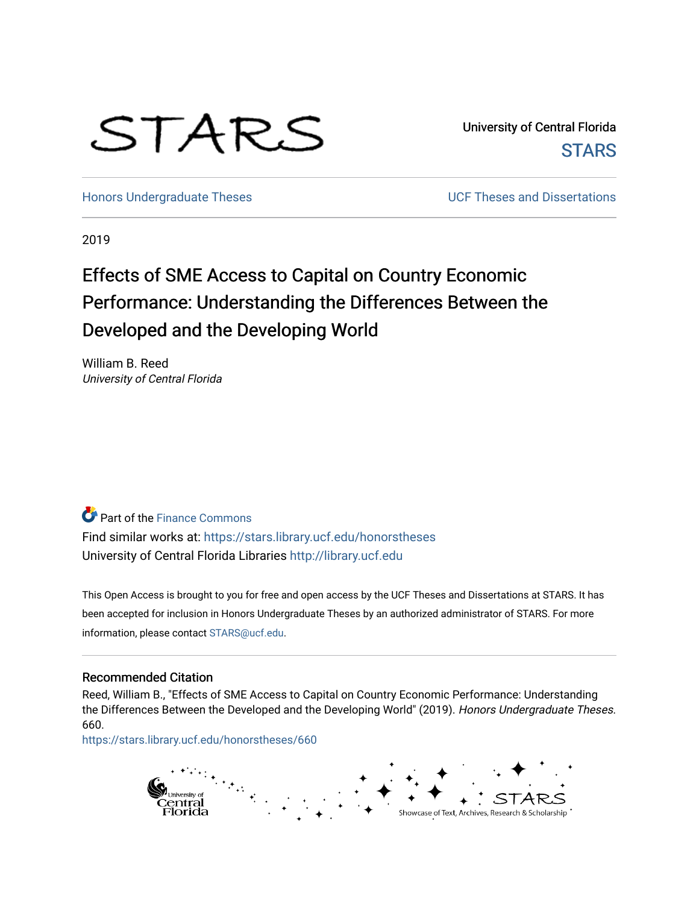STARS

University of Central Florida
STARS

Honors Undergraduate Theses | UCF Theses and Dissertations

2019

# Effects of SME Access to Capital on Country Economic Performance: Understanding the Differences Between the Developed and the Developing World

William B. Reed
*University of Central Florida*

Part of the Finance Commons
Find similar works at: https://stars.library.ucf.edu/honorstheses
University of Central Florida Libraries http://library.ucf.edu

This Open Access is brought to you for free and open access by the UCF Theses and Dissertations at STARS. It has been accepted for inclusion in Honors Undergraduate Theses by an authorized administrator of STARS. For more information, please contact STARS@ucf.edu.

## Recommended Citation

Reed, William B., "Effects of SME Access to Capital on Country Economic Performance: Understanding the Differences Between the Developed and the Developing World" (2019). *Honors Undergraduate Theses*. 660.
https://stars.library.ucf.edu/honorstheses/660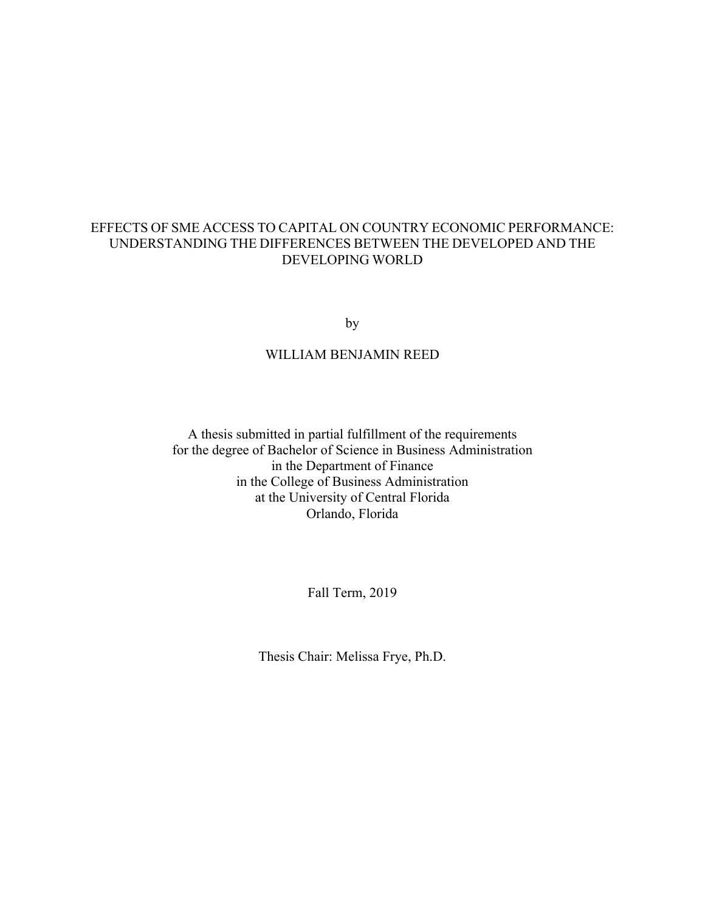# EFFECTS OF SME ACCESS TO CAPITAL ON COUNTRY ECONOMIC PERFORMANCE: UNDERSTANDING THE DIFFERENCES BETWEEN THE DEVELOPED AND THE DEVELOPING WORLD

by

WILLIAM BENJAMIN REED

A thesis submitted in partial fulfillment of the requirements
for the degree of Bachelor of Science in Business Administration
in the Department of Finance
in the College of Business Administration
at the University of Central Florida
Orlando, Florida

Fall Term, 2019

Thesis Chair: Melissa Frye, Ph.D.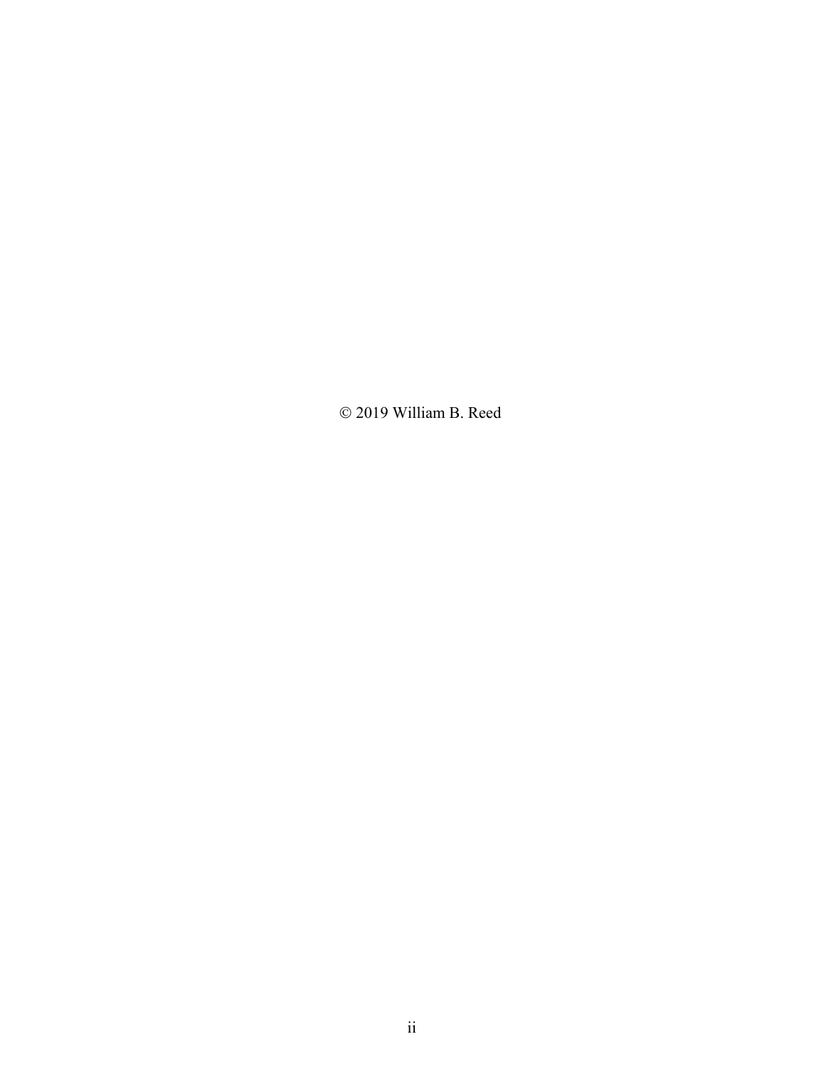© 2019 William B. Reed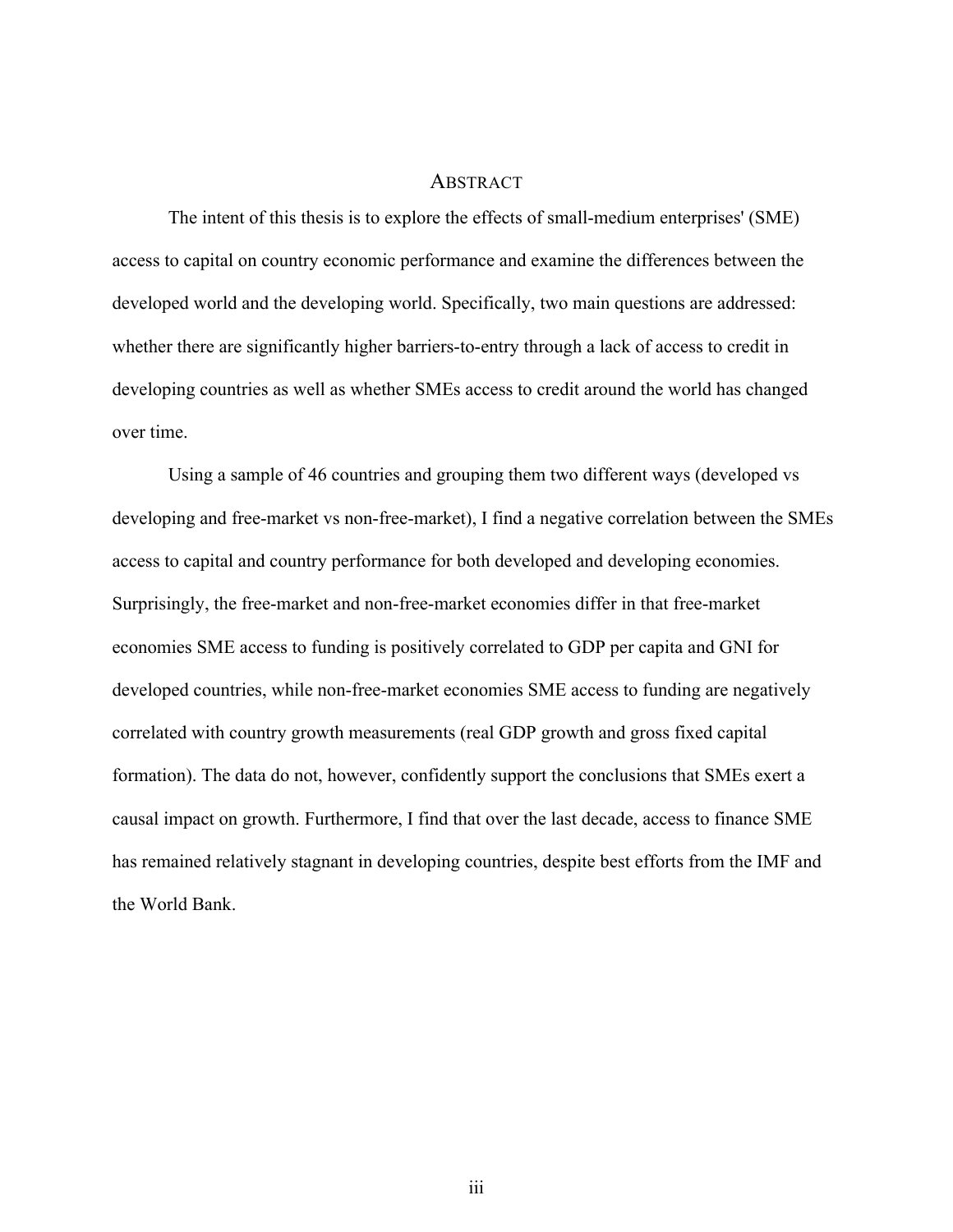# ABSTRACT

The intent of this thesis is to explore the effects of small-medium enterprises' (SME) access to capital on country economic performance and examine the differences between the developed world and the developing world. Specifically, two main questions are addressed: whether there are significantly higher barriers-to-entry through a lack of access to credit in developing countries as well as whether SMEs access to credit around the world has changed over time.

Using a sample of 46 countries and grouping them two different ways (developed vs developing and free-market vs non-free-market), I find a negative correlation between the SMEs access to capital and country performance for both developed and developing economies. Surprisingly, the free-market and non-free-market economies differ in that free-market economies SME access to funding is positively correlated to GDP per capita and GNI for developed countries, while non-free-market economies SME access to funding are negatively correlated with country growth measurements (real GDP growth and gross fixed capital formation). The data do not, however, confidently support the conclusions that SMEs exert a causal impact on growth. Furthermore, I find that over the last decade, access to finance SME has remained relatively stagnant in developing countries, despite best efforts from the IMF and the World Bank.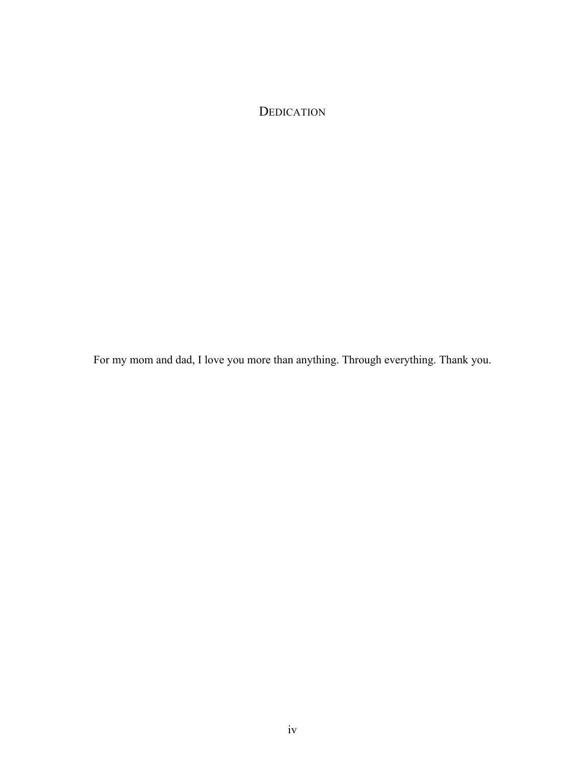# DEDICATION

For my mom and dad, I love you more than anything. Through everything. Thank you.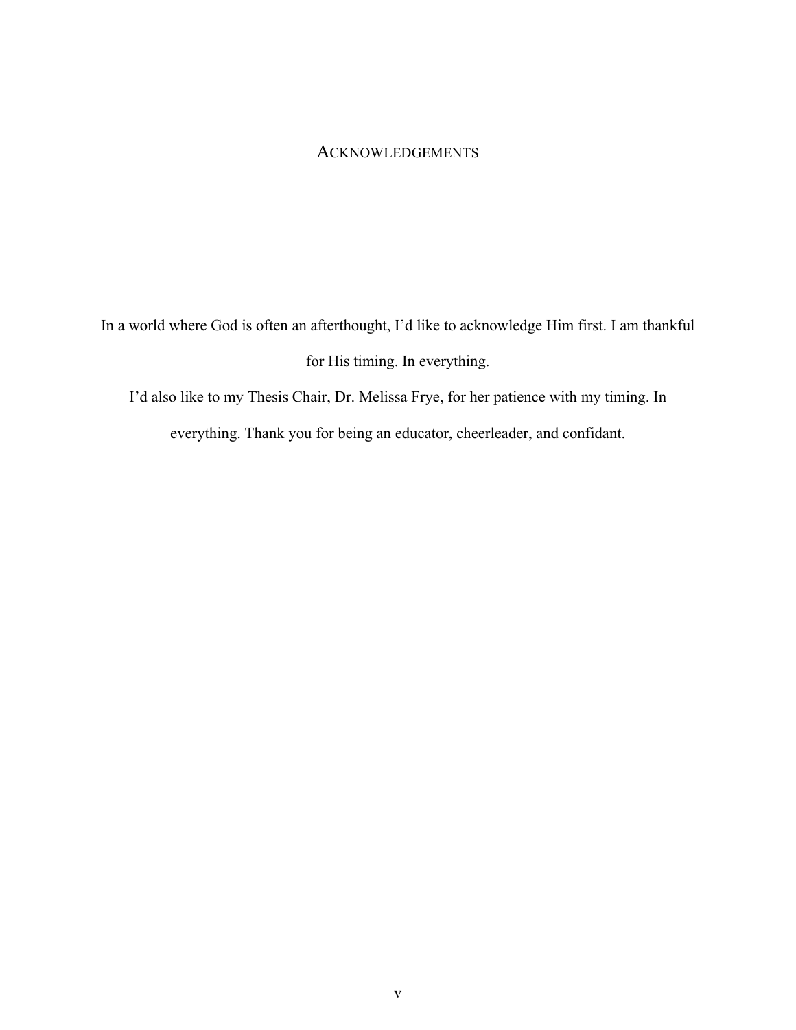# Acknowledgements

In a world where God is often an afterthought, I'd like to acknowledge Him first. I am thankful for His timing. In everything.

I'd also like to my Thesis Chair, Dr. Melissa Frye, for her patience with my timing. In everything. Thank you for being an educator, cheerleader, and confidant.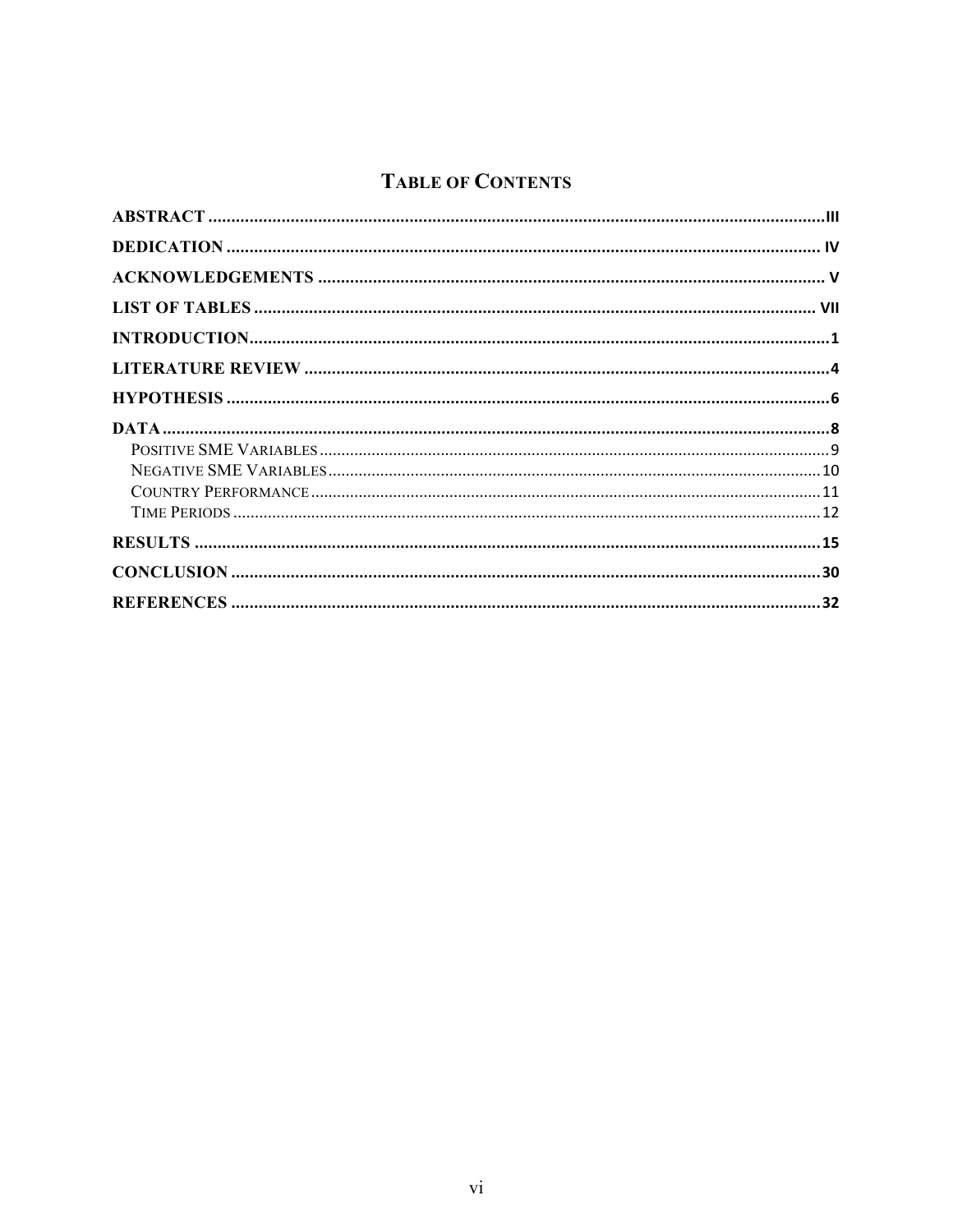# Table of Contents

ABSTRACT ........................................................................................................................................III

DEDICATION .................................................................................................................................. IV

ACKNOWLEDGEMENTS ............................................................................................................... V

LIST OF TABLES ........................................................................................................................... VII

INTRODUCTION...............................................................................................................................1

LITERATURE REVIEW ...................................................................................................................4

HYPOTHESIS .....................................................................................................................................6

DATA ..................................................................................................................................................8

- Positive SME Variables .....................................................................................................................9
- Negative SME Variables..................................................................................................................10
- Country Performance.......................................................................................................................11
- Time Periods ....................................................................................................................................12

RESULTS ..........................................................................................................................................15

CONCLUSION ..................................................................................................................................30

REFERENCES ..................................................................................................................................32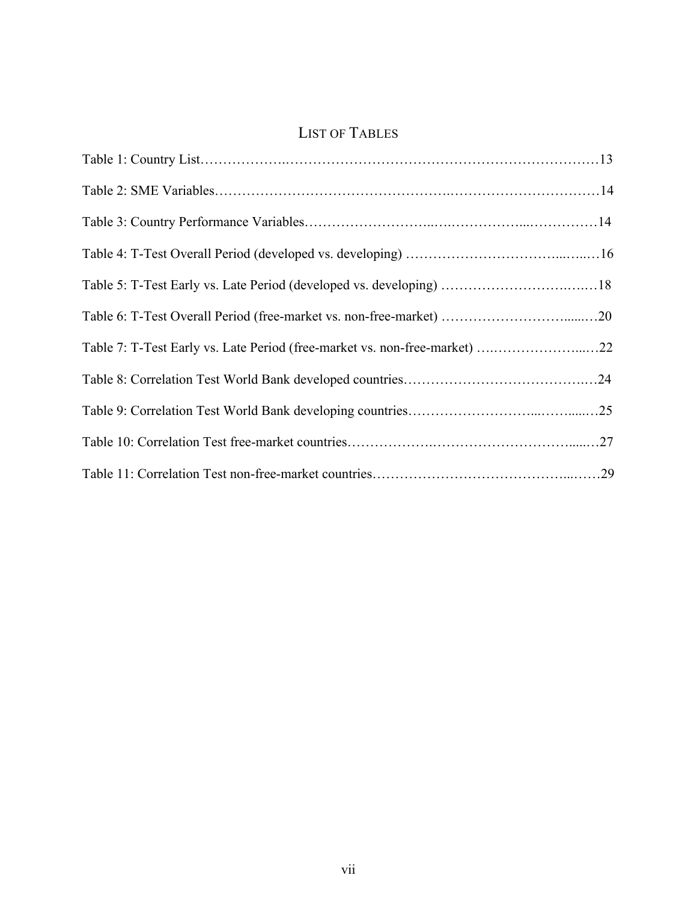# List of Tables

Table 1: Country List……………….…………………………………………………………13

Table 2: SME Variables………………………………………….……………….……………14

Table 3: Country Performance Variables……………………...….……………...……………14

Table 4: T-Test Overall Period (developed vs. developing) ……………………………...…...…16

Table 5: T-Test Early vs. Late Period (developed vs. developing) …………………………….….18

Table 6: T-Test Overall Period (free-market vs. non-free-market) ……………………….......…20

Table 7: T-Test Early vs. Late Period (free-market vs. non-free-market) ….………………....…22

Table 8: Correlation Test World Bank developed countries…………………………………….24

Table 9: Correlation Test World Bank developing countries………………………...……......…25

Table 10: Correlation Test free-market countries……………….………………………….....…27

Table 11: Correlation Test non-free-market countries…………………………………...……29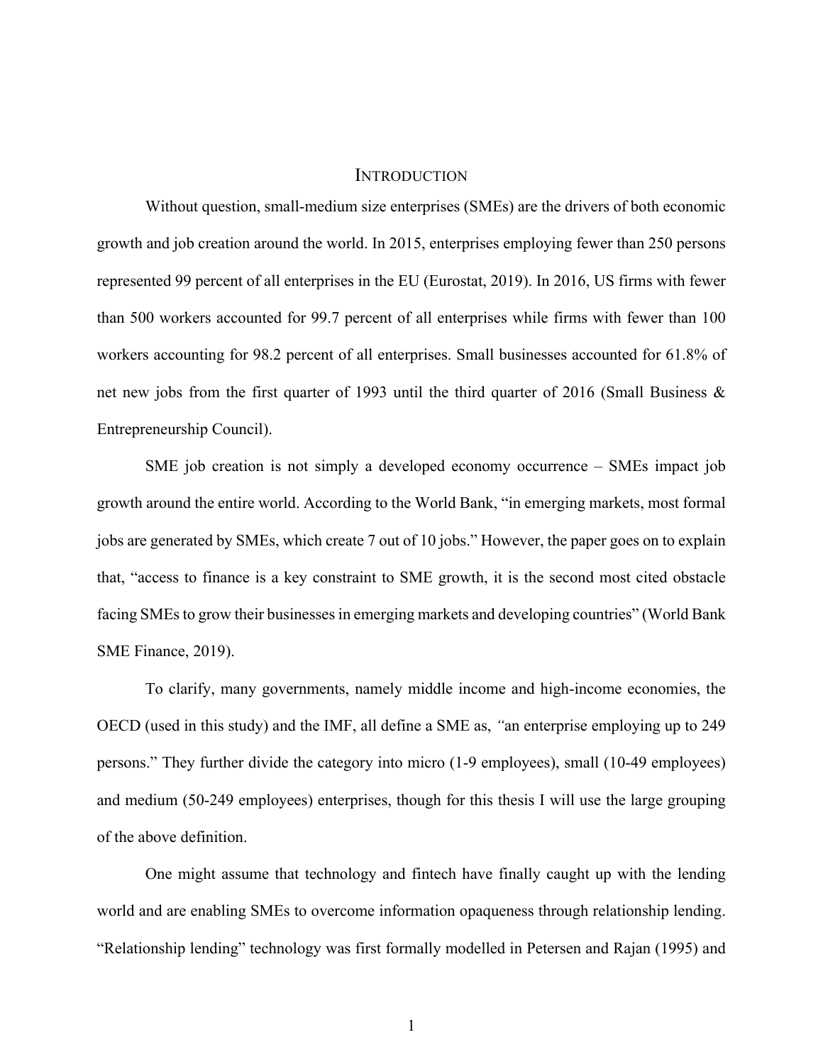# INTRODUCTION

Without question, small-medium size enterprises (SMEs) are the drivers of both economic growth and job creation around the world. In 2015, enterprises employing fewer than 250 persons represented 99 percent of all enterprises in the EU (Eurostat, 2019). In 2016, US firms with fewer than 500 workers accounted for 99.7 percent of all enterprises while firms with fewer than 100 workers accounting for 98.2 percent of all enterprises. Small businesses accounted for 61.8% of net new jobs from the first quarter of 1993 until the third quarter of 2016 (Small Business & Entrepreneurship Council).

SME job creation is not simply a developed economy occurrence – SMEs impact job growth around the entire world. According to the World Bank, "in emerging markets, most formal jobs are generated by SMEs, which create 7 out of 10 jobs." However, the paper goes on to explain that, "access to finance is a key constraint to SME growth, it is the second most cited obstacle facing SMEs to grow their businesses in emerging markets and developing countries" (World Bank SME Finance, 2019).

To clarify, many governments, namely middle income and high-income economies, the OECD (used in this study) and the IMF, all define a SME as, *"*an enterprise employing up to 249 persons." They further divide the category into micro (1-9 employees), small (10-49 employees) and medium (50-249 employees) enterprises, though for this thesis I will use the large grouping of the above definition.

One might assume that technology and fintech have finally caught up with the lending world and are enabling SMEs to overcome information opaqueness through relationship lending. "Relationship lending" technology was first formally modelled in Petersen and Rajan (1995) and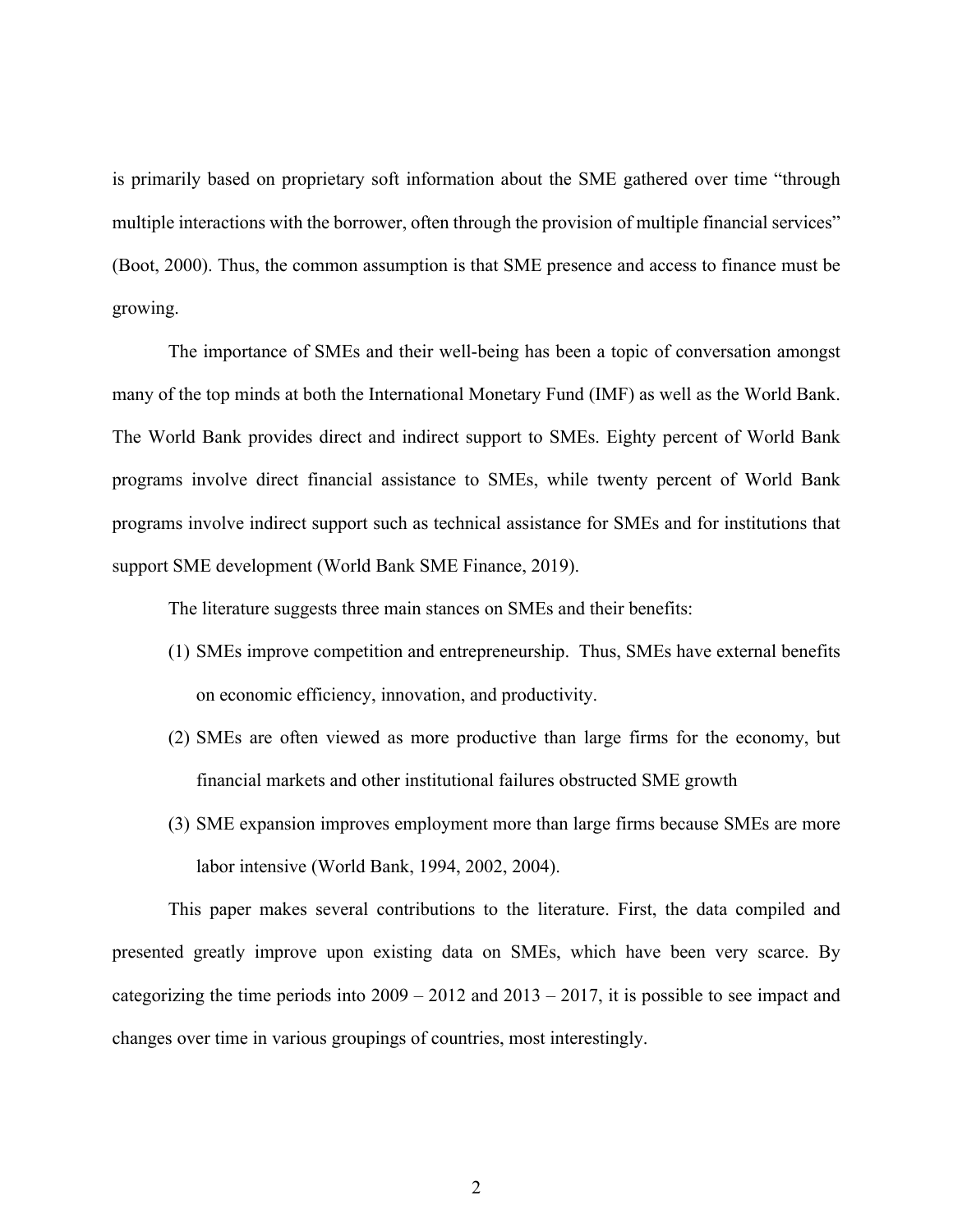is primarily based on proprietary soft information about the SME gathered over time "through multiple interactions with the borrower, often through the provision of multiple financial services" (Boot, 2000). Thus, the common assumption is that SME presence and access to finance must be growing.

The importance of SMEs and their well-being has been a topic of conversation amongst many of the top minds at both the International Monetary Fund (IMF) as well as the World Bank. The World Bank provides direct and indirect support to SMEs. Eighty percent of World Bank programs involve direct financial assistance to SMEs, while twenty percent of World Bank programs involve indirect support such as technical assistance for SMEs and for institutions that support SME development (World Bank SME Finance, 2019).

The literature suggests three main stances on SMEs and their benefits:

(1) SMEs improve competition and entrepreneurship. Thus, SMEs have external benefits on economic efficiency, innovation, and productivity.

(2) SMEs are often viewed as more productive than large firms for the economy, but financial markets and other institutional failures obstructed SME growth

(3) SME expansion improves employment more than large firms because SMEs are more labor intensive (World Bank, 1994, 2002, 2004).

This paper makes several contributions to the literature. First, the data compiled and presented greatly improve upon existing data on SMEs, which have been very scarce. By categorizing the time periods into 2009 – 2012 and 2013 – 2017, it is possible to see impact and changes over time in various groupings of countries, most interestingly.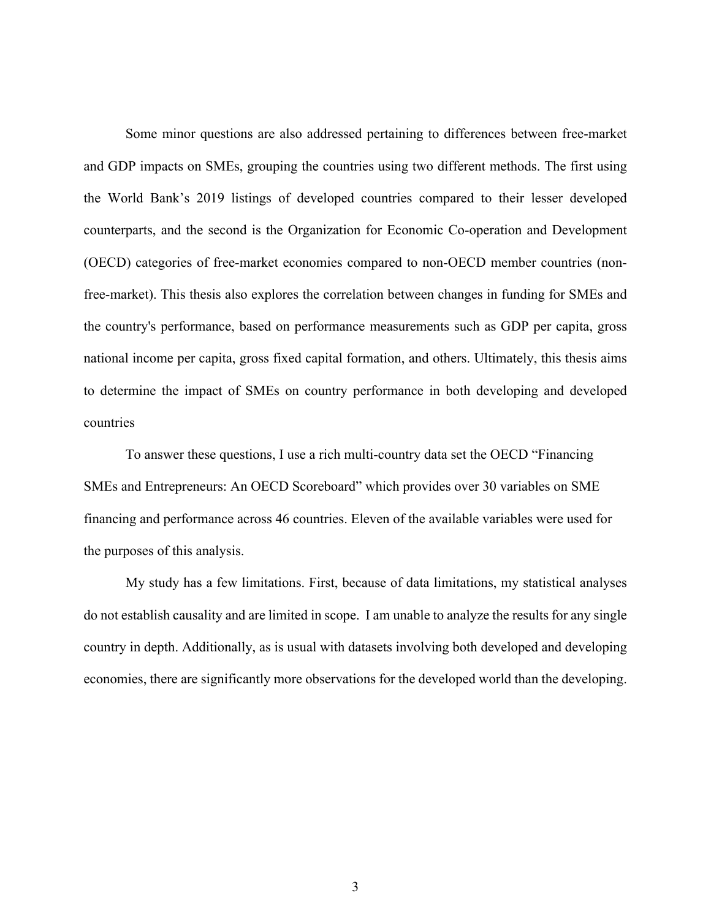Some minor questions are also addressed pertaining to differences between free-market and GDP impacts on SMEs, grouping the countries using two different methods. The first using the World Bank's 2019 listings of developed countries compared to their lesser developed counterparts, and the second is the Organization for Economic Co-operation and Development (OECD) categories of free-market economies compared to non-OECD member countries (non-free-market). This thesis also explores the correlation between changes in funding for SMEs and the country's performance, based on performance measurements such as GDP per capita, gross national income per capita, gross fixed capital formation, and others. Ultimately, this thesis aims to determine the impact of SMEs on country performance in both developing and developed countries

To answer these questions, I use a rich multi-country data set the OECD "Financing SMEs and Entrepreneurs: An OECD Scoreboard" which provides over 30 variables on SME financing and performance across 46 countries. Eleven of the available variables were used for the purposes of this analysis.

My study has a few limitations. First, because of data limitations, my statistical analyses do not establish causality and are limited in scope. I am unable to analyze the results for any single country in depth. Additionally, as is usual with datasets involving both developed and developing economies, there are significantly more observations for the developed world than the developing.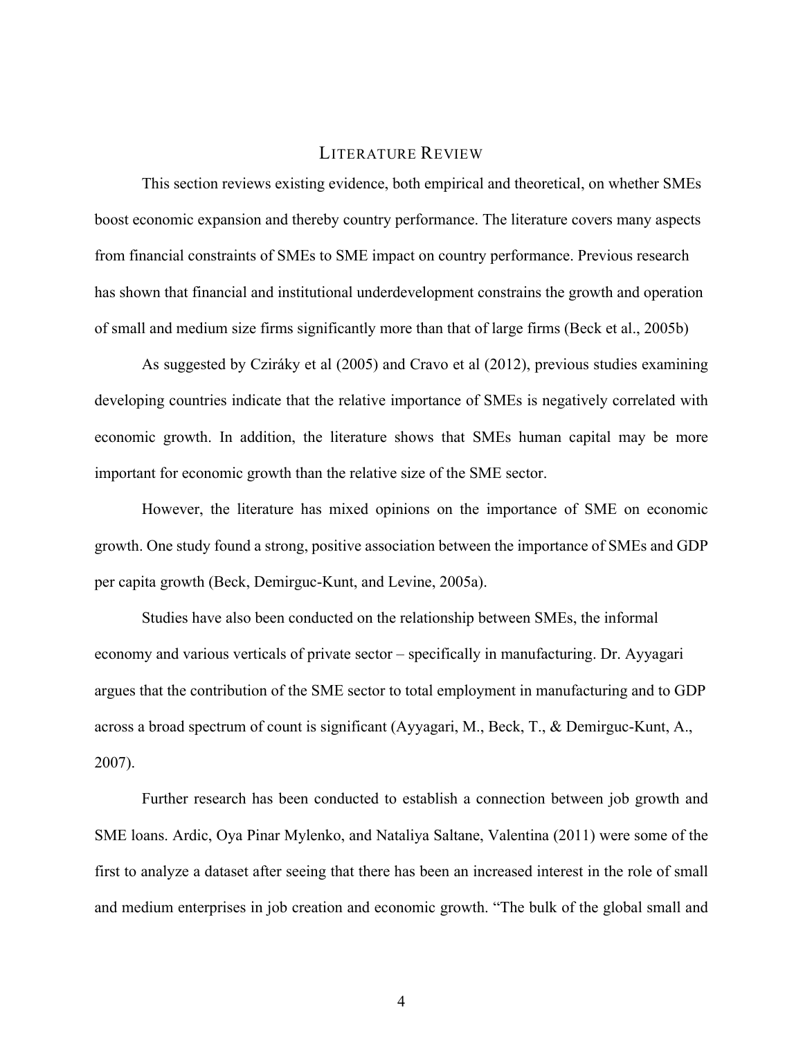## LITERATURE REVIEW

This section reviews existing evidence, both empirical and theoretical, on whether SMEs boost economic expansion and thereby country performance. The literature covers many aspects from financial constraints of SMEs to SME impact on country performance. Previous research has shown that financial and institutional underdevelopment constrains the growth and operation of small and medium size firms significantly more than that of large firms (Beck et al., 2005b)

As suggested by Cziráky et al (2005) and Cravo et al (2012), previous studies examining developing countries indicate that the relative importance of SMEs is negatively correlated with economic growth. In addition, the literature shows that SMEs human capital may be more important for economic growth than the relative size of the SME sector.

However, the literature has mixed opinions on the importance of SME on economic growth. One study found a strong, positive association between the importance of SMEs and GDP per capita growth (Beck, Demirguc-Kunt, and Levine, 2005a).

Studies have also been conducted on the relationship between SMEs, the informal economy and various verticals of private sector – specifically in manufacturing. Dr. Ayyagari argues that the contribution of the SME sector to total employment in manufacturing and to GDP across a broad spectrum of count is significant (Ayyagari, M., Beck, T., & Demirguc-Kunt, A., 2007).

Further research has been conducted to establish a connection between job growth and SME loans. Ardic, Oya Pinar Mylenko, and Nataliya Saltane, Valentina (2011) were some of the first to analyze a dataset after seeing that there has been an increased interest in the role of small and medium enterprises in job creation and economic growth. "The bulk of the global small and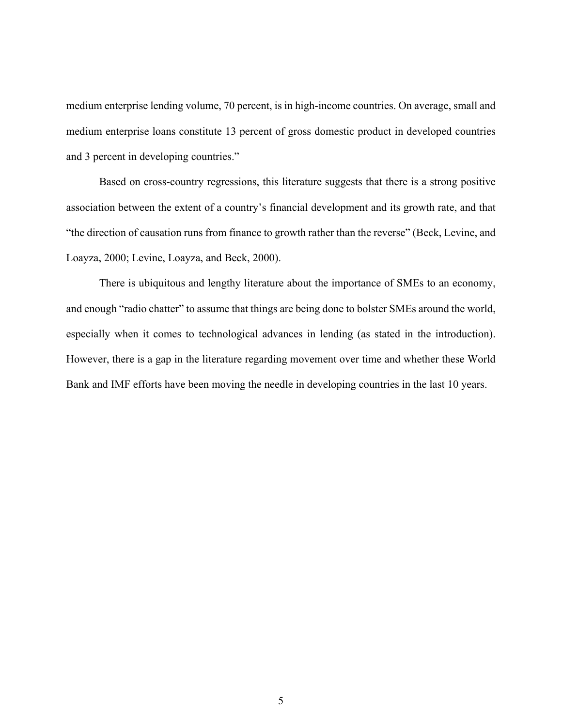medium enterprise lending volume, 70 percent, is in high-income countries. On average, small and medium enterprise loans constitute 13 percent of gross domestic product in developed countries and 3 percent in developing countries."

Based on cross-country regressions, this literature suggests that there is a strong positive association between the extent of a country's financial development and its growth rate, and that "the direction of causation runs from finance to growth rather than the reverse" (Beck, Levine, and Loayza, 2000; Levine, Loayza, and Beck, 2000).

There is ubiquitous and lengthy literature about the importance of SMEs to an economy, and enough "radio chatter" to assume that things are being done to bolster SMEs around the world, especially when it comes to technological advances in lending (as stated in the introduction). However, there is a gap in the literature regarding movement over time and whether these World Bank and IMF efforts have been moving the needle in developing countries in the last 10 years.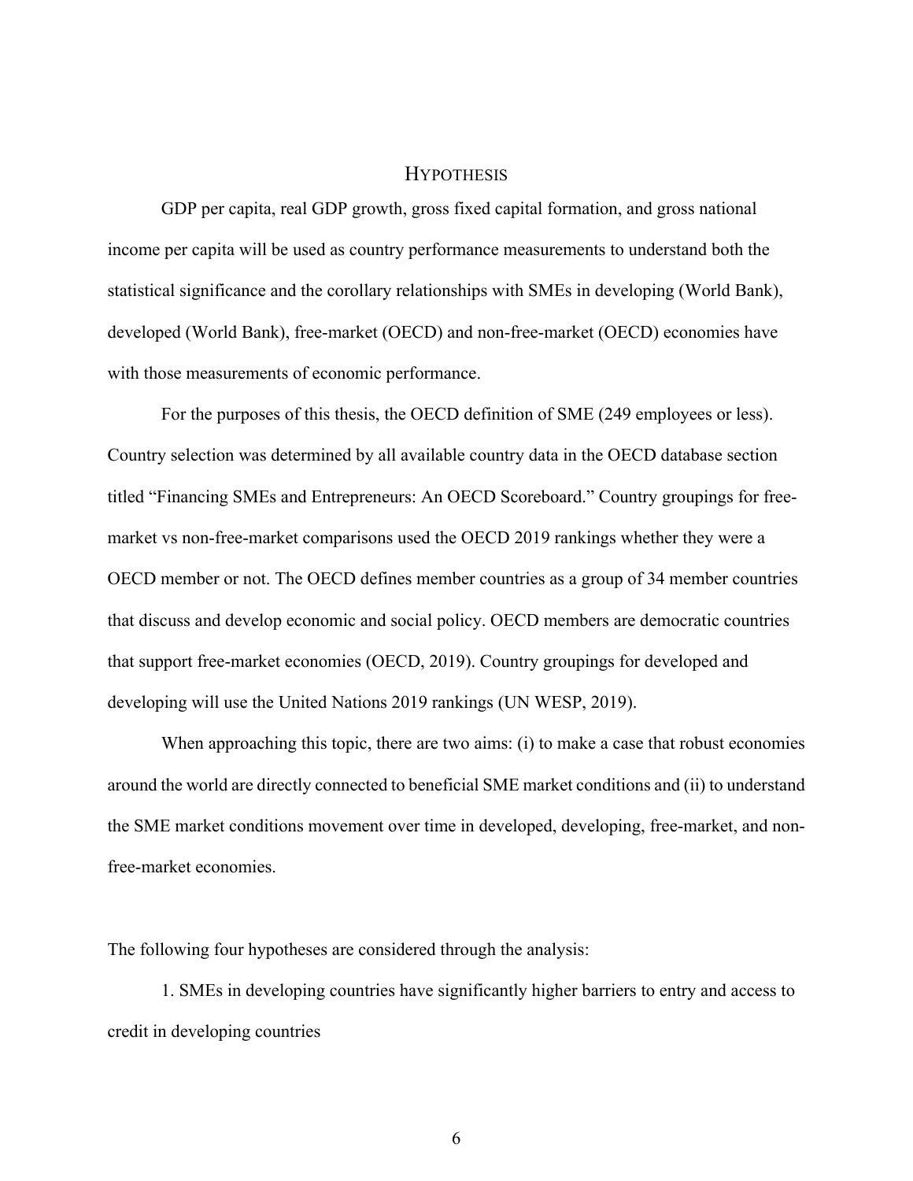# Hypothesis

GDP per capita, real GDP growth, gross fixed capital formation, and gross national income per capita will be used as country performance measurements to understand both the statistical significance and the corollary relationships with SMEs in developing (World Bank), developed (World Bank), free-market (OECD) and non-free-market (OECD) economies have with those measurements of economic performance.

For the purposes of this thesis, the OECD definition of SME (249 employees or less). Country selection was determined by all available country data in the OECD database section titled "Financing SMEs and Entrepreneurs: An OECD Scoreboard." Country groupings for free-market vs non-free-market comparisons used the OECD 2019 rankings whether they were a OECD member or not. The OECD defines member countries as a group of 34 member countries that discuss and develop economic and social policy. OECD members are democratic countries that support free-market economies (OECD, 2019). Country groupings for developed and developing will use the United Nations 2019 rankings (UN WESP, 2019).

When approaching this topic, there are two aims: (i) to make a case that robust economies around the world are directly connected to beneficial SME market conditions and (ii) to understand the SME market conditions movement over time in developed, developing, free-market, and non-free-market economies.

The following four hypotheses are considered through the analysis:

1. SMEs in developing countries have significantly higher barriers to entry and access to credit in developing countries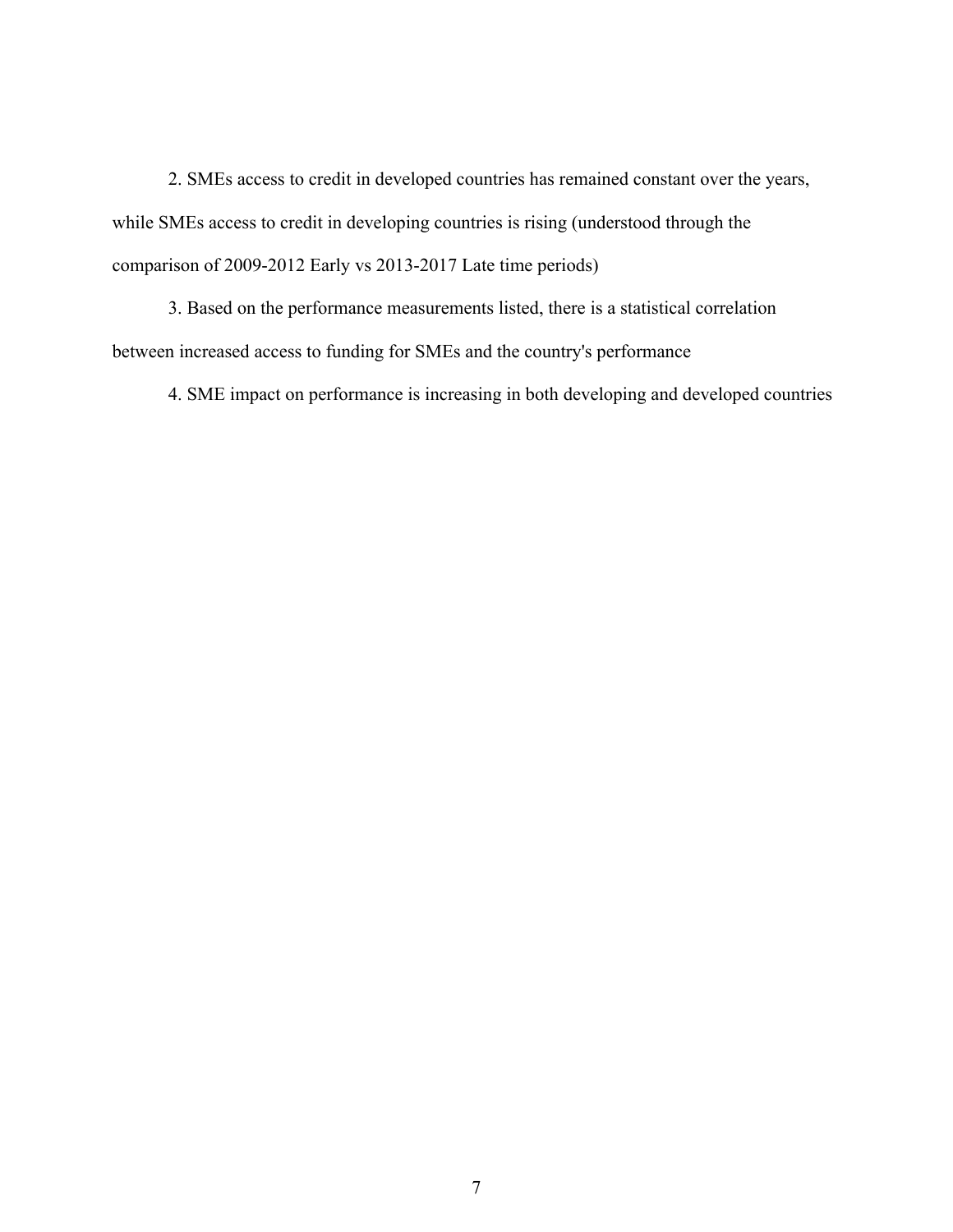2. SMEs access to credit in developed countries has remained constant over the years, while SMEs access to credit in developing countries is rising (understood through the comparison of 2009-2012 Early vs 2013-2017 Late time periods)

3. Based on the performance measurements listed, there is a statistical correlation between increased access to funding for SMEs and the country's performance

4. SME impact on performance is increasing in both developing and developed countries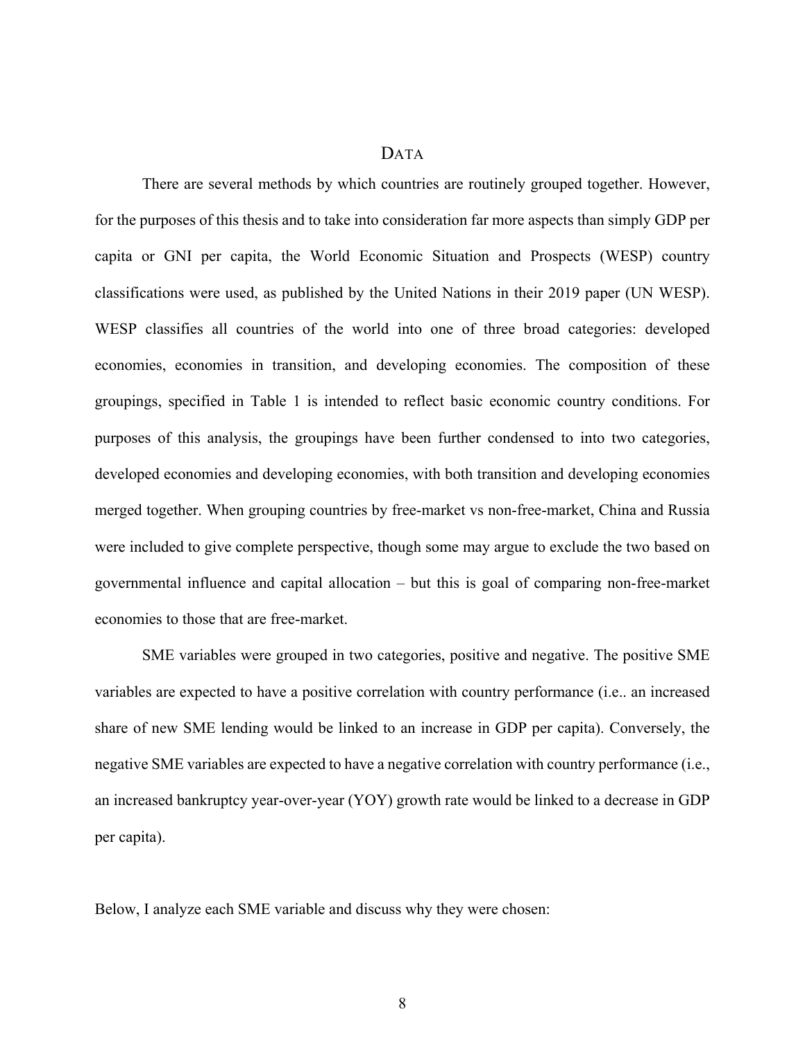# DATA

There are several methods by which countries are routinely grouped together. However, for the purposes of this thesis and to take into consideration far more aspects than simply GDP per capita or GNI per capita, the World Economic Situation and Prospects (WESP) country classifications were used, as published by the United Nations in their 2019 paper (UN WESP). WESP classifies all countries of the world into one of three broad categories: developed economies, economies in transition, and developing economies. The composition of these groupings, specified in Table 1 is intended to reflect basic economic country conditions. For purposes of this analysis, the groupings have been further condensed to into two categories, developed economies and developing economies, with both transition and developing economies merged together. When grouping countries by free-market vs non-free-market, China and Russia were included to give complete perspective, though some may argue to exclude the two based on governmental influence and capital allocation – but this is goal of comparing non-free-market economies to those that are free-market.

SME variables were grouped in two categories, positive and negative. The positive SME variables are expected to have a positive correlation with country performance (i.e.. an increased share of new SME lending would be linked to an increase in GDP per capita). Conversely, the negative SME variables are expected to have a negative correlation with country performance (i.e., an increased bankruptcy year-over-year (YOY) growth rate would be linked to a decrease in GDP per capita).

Below, I analyze each SME variable and discuss why they were chosen: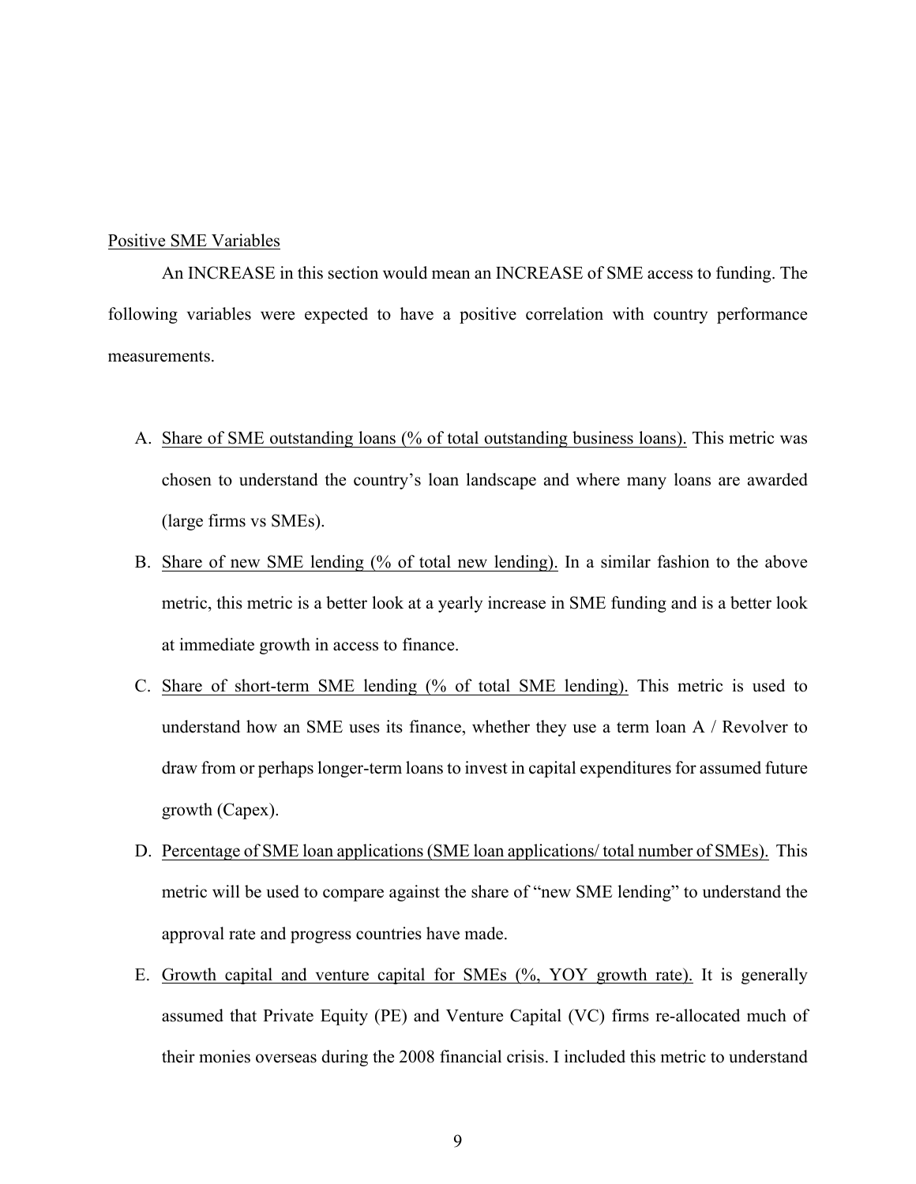Positive SME Variables

An INCREASE in this section would mean an INCREASE of SME access to funding. The following variables were expected to have a positive correlation with country performance measurements.

A. Share of SME outstanding loans (% of total outstanding business loans). This metric was chosen to understand the country's loan landscape and where many loans are awarded (large firms vs SMEs).

B. Share of new SME lending (% of total new lending). In a similar fashion to the above metric, this metric is a better look at a yearly increase in SME funding and is a better look at immediate growth in access to finance.

C. Share of short-term SME lending (% of total SME lending). This metric is used to understand how an SME uses its finance, whether they use a term loan A / Revolver to draw from or perhaps longer-term loans to invest in capital expenditures for assumed future growth (Capex).

D. Percentage of SME loan applications (SME loan applications/ total number of SMEs). This metric will be used to compare against the share of "new SME lending" to understand the approval rate and progress countries have made.

E. Growth capital and venture capital for SMEs (%, YOY growth rate). It is generally assumed that Private Equity (PE) and Venture Capital (VC) firms re-allocated much of their monies overseas during the 2008 financial crisis. I included this metric to understand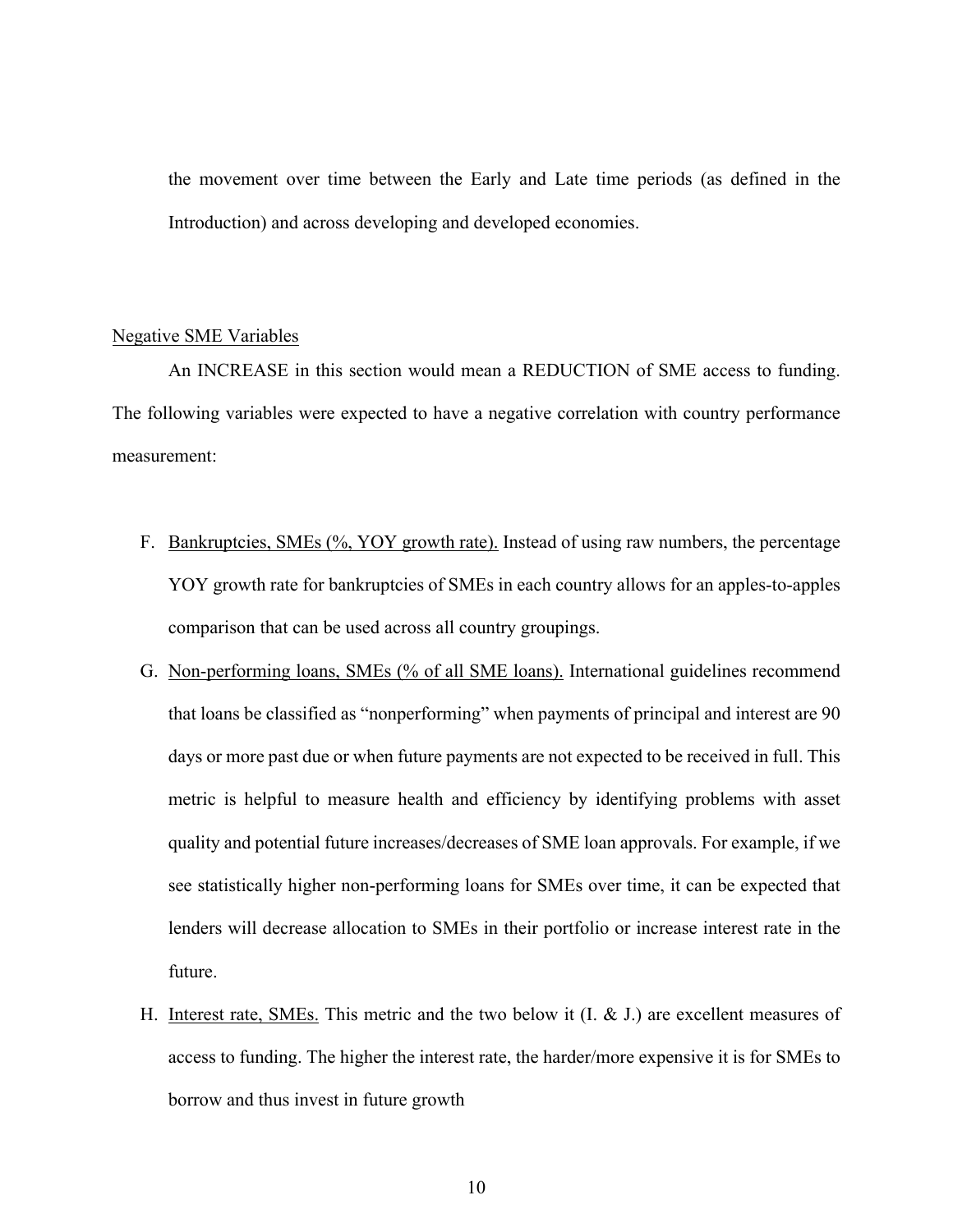the movement over time between the Early and Late time periods (as defined in the Introduction) and across developing and developed economies.

<u>Negative SME Variables</u>

An INCREASE in this section would mean a REDUCTION of SME access to funding. The following variables were expected to have a negative correlation with country performance measurement:

F. <u>Bankruptcies, SMEs (%, YOY growth rate).</u> Instead of using raw numbers, the percentage YOY growth rate for bankruptcies of SMEs in each country allows for an apples-to-apples comparison that can be used across all country groupings.

G. <u>Non-performing loans, SMEs (% of all SME loans).</u> International guidelines recommend that loans be classified as "nonperforming" when payments of principal and interest are 90 days or more past due or when future payments are not expected to be received in full. This metric is helpful to measure health and efficiency by identifying problems with asset quality and potential future increases/decreases of SME loan approvals. For example, if we see statistically higher non-performing loans for SMEs over time, it can be expected that lenders will decrease allocation to SMEs in their portfolio or increase interest rate in the future.

H. <u>Interest rate, SMEs.</u> This metric and the two below it (I. & J.) are excellent measures of access to funding. The higher the interest rate, the harder/more expensive it is for SMEs to borrow and thus invest in future growth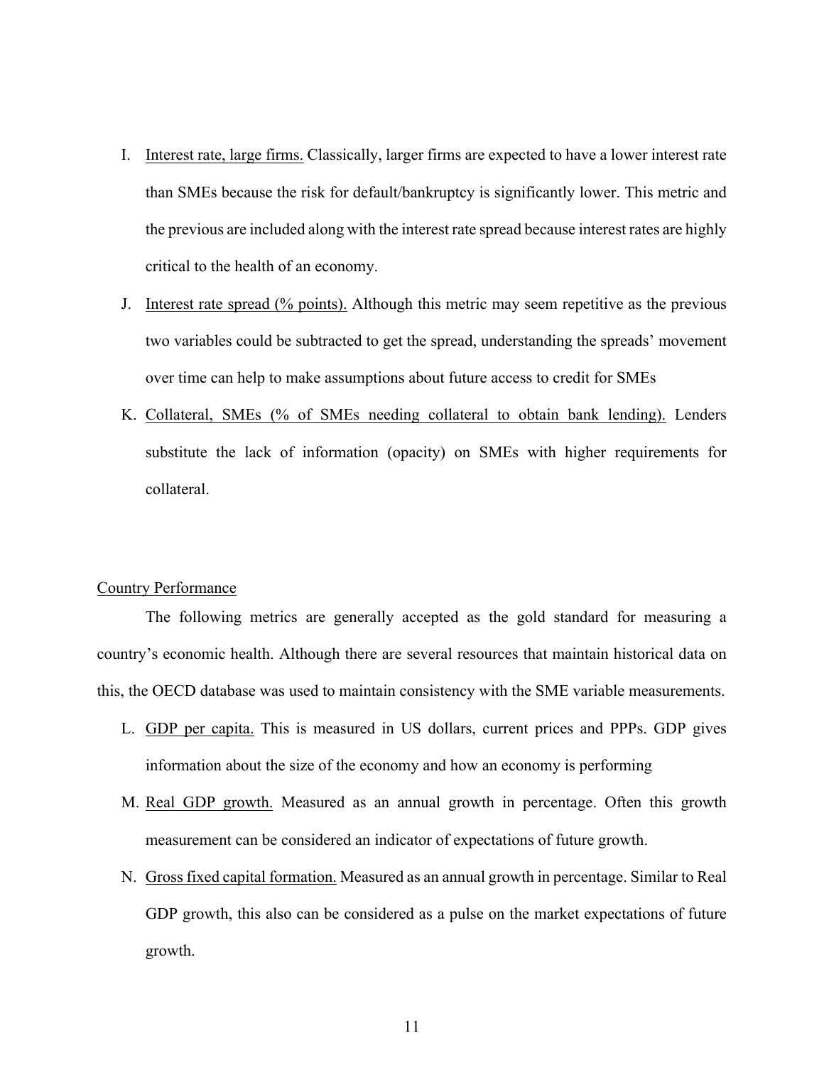I. <u>Interest rate, large firms.</u> Classically, larger firms are expected to have a lower interest rate than SMEs because the risk for default/bankruptcy is significantly lower. This metric and the previous are included along with the interest rate spread because interest rates are highly critical to the health of an economy.

J. <u>Interest rate spread (% points).</u> Although this metric may seem repetitive as the previous two variables could be subtracted to get the spread, understanding the spreads' movement over time can help to make assumptions about future access to credit for SMEs

K. <u>Collateral, SMEs (% of SMEs needing collateral to obtain bank lending).</u> Lenders substitute the lack of information (opacity) on SMEs with higher requirements for collateral.

<u>Country Performance</u>

The following metrics are generally accepted as the gold standard for measuring a country's economic health. Although there are several resources that maintain historical data on this, the OECD database was used to maintain consistency with the SME variable measurements.

L. <u>GDP per capita.</u> This is measured in US dollars, current prices and PPPs. GDP gives information about the size of the economy and how an economy is performing

M. <u>Real GDP growth.</u> Measured as an annual growth in percentage. Often this growth measurement can be considered an indicator of expectations of future growth.

N. <u>Gross fixed capital formation.</u> Measured as an annual growth in percentage. Similar to Real GDP growth, this also can be considered as a pulse on the market expectations of future growth.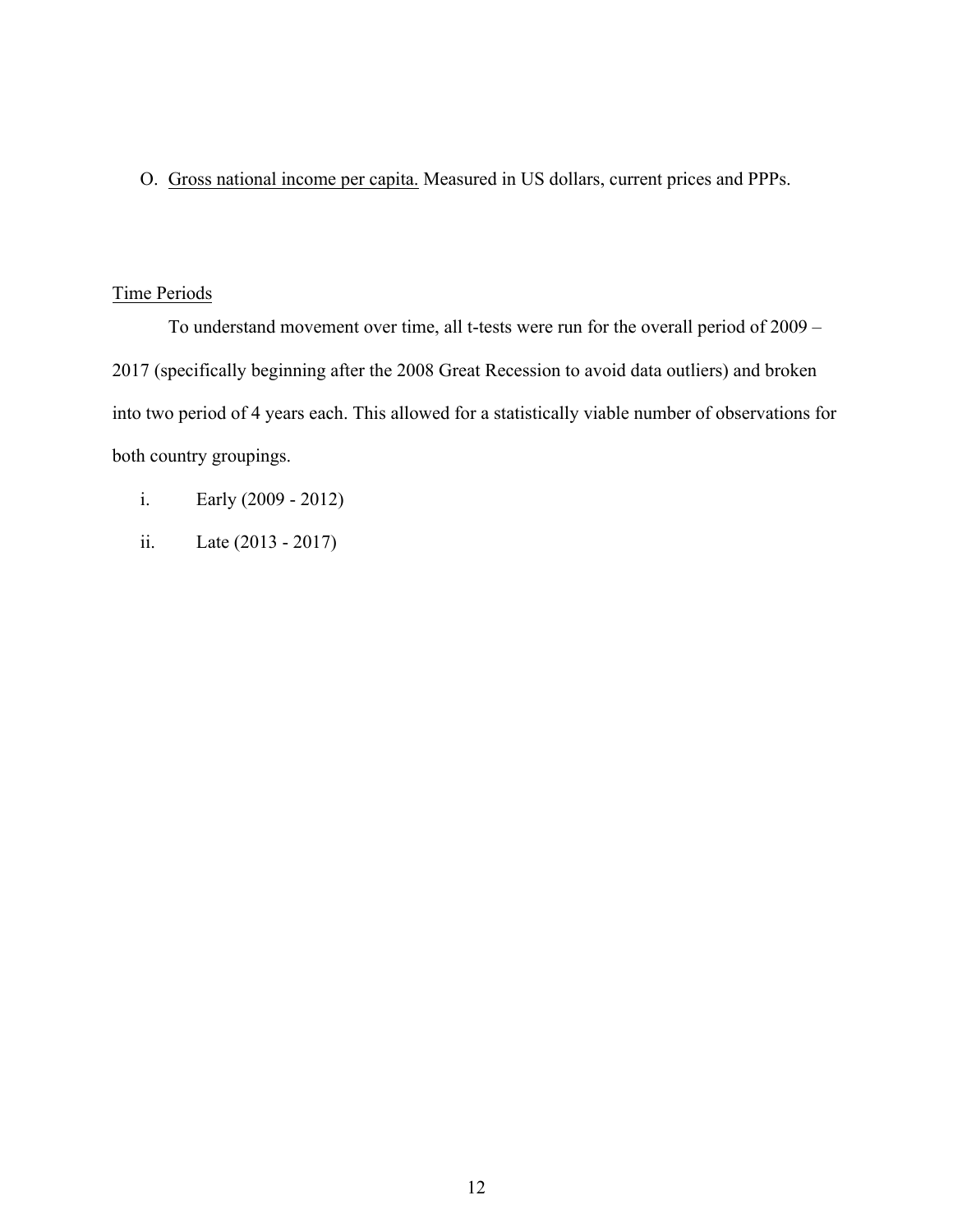O. <u>Gross national income per capita.</u> Measured in US dollars, current prices and PPPs.

<u>Time Periods</u>

To understand movement over time, all t-tests were run for the overall period of 2009 – 2017 (specifically beginning after the 2008 Great Recession to avoid data outliers) and broken into two period of 4 years each. This allowed for a statistically viable number of observations for both country groupings.

i. Early (2009 - 2012)

ii. Late (2013 - 2017)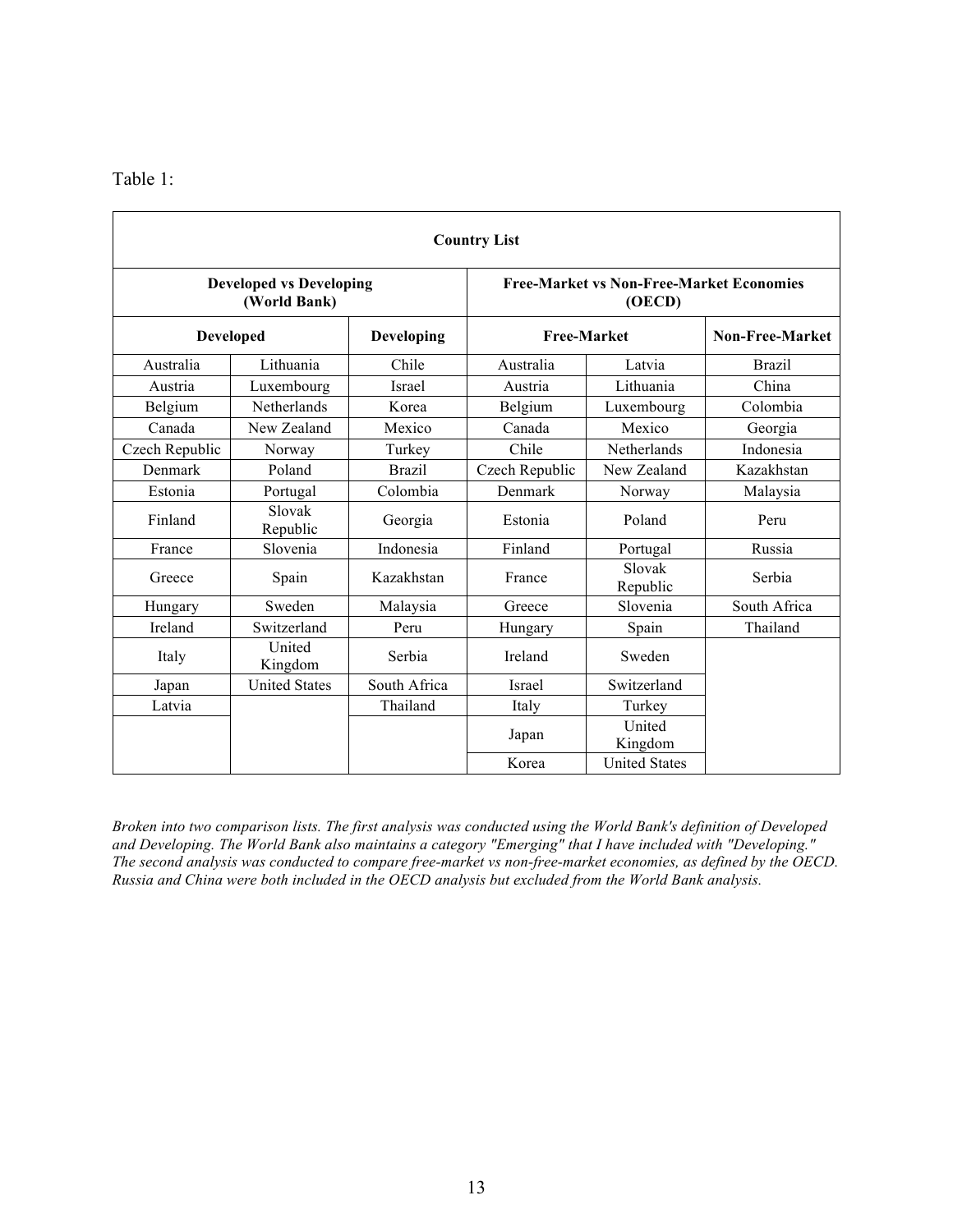Table 1:

| Country List | | | | | |
|---|---|---|---|---|---|
| **Developed vs Developing (World Bank)** | | | **Free-Market vs Non-Free-Market Economies (OECD)** | | |
| **Developed** | | **Developing** | **Free-Market** | | **Non-Free-Market** |
| Australia | Lithuania | Chile | Australia | Latvia | Brazil |
| Austria | Luxembourg | Israel | Austria | Lithuania | China |
| Belgium | Netherlands | Korea | Belgium | Luxembourg | Colombia |
| Canada | New Zealand | Mexico | Canada | Mexico | Georgia |
| Czech Republic | Norway | Turkey | Chile | Netherlands | Indonesia |
| Denmark | Poland | Brazil | Czech Republic | New Zealand | Kazakhstan |
| Estonia | Portugal | Colombia | Denmark | Norway | Malaysia |
| Finland | Slovak Republic | Georgia | Estonia | Poland | Peru |
| France | Slovenia | Indonesia | Finland | Portugal | Russia |
| Greece | Spain | Kazakhstan | France | Slovak Republic | Serbia |
| Hungary | Sweden | Malaysia | Greece | Slovenia | South Africa |
| Ireland | Switzerland | Peru | Hungary | Spain | Thailand |
| Italy | United Kingdom | Serbia | Ireland | Sweden | |
| Japan | United States | South Africa | Israel | Switzerland | |
| Latvia | | Thailand | Italy | Turkey | |
| | | | Japan | United Kingdom | |
| | | | Korea | United States | |

*Broken into two comparison lists. The first analysis was conducted using the World Bank's definition of Developed and Developing. The World Bank also maintains a category "Emerging" that I have included with "Developing." The second analysis was conducted to compare free-market vs non-free-market economies, as defined by the OECD. Russia and China were both included in the OECD analysis but excluded from the World Bank analysis.*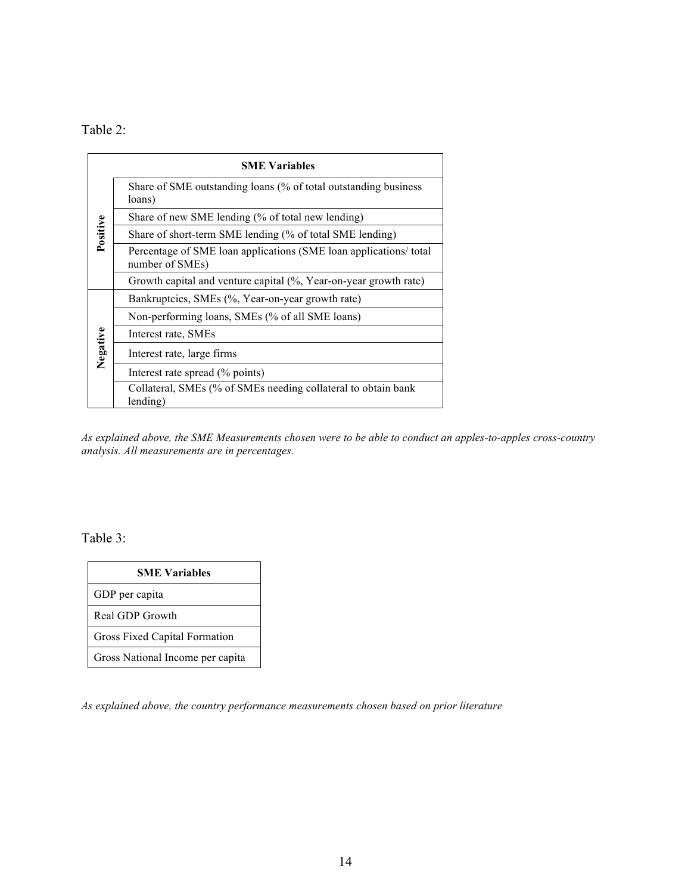Table 2:

| | SME Variables |
|---|---|
| **Positive** | Share of SME outstanding loans (% of total outstanding business loans) |
| | Share of new SME lending (% of total new lending) |
| | Share of short-term SME lending (% of total SME lending) |
| | Percentage of SME loan applications (SME loan applications/ total number of SMEs) |
| | Growth capital and venture capital (%, Year-on-year growth rate) |
| **Negative** | Bankruptcies, SMEs (%, Year-on-year growth rate) |
| | Non-performing loans, SMEs (% of all SME loans) |
| | Interest rate, SMEs |
| | Interest rate, large firms |
| | Interest rate spread (% points) |
| | Collateral, SMEs (% of SMEs needing collateral to obtain bank lending) |

*As explained above, the SME Measurements chosen were to be able to conduct an apples-to-apples cross-country analysis. All measurements are in percentages.*

Table 3:

| SME Variables |
|---|
| GDP per capita |
| Real GDP Growth |
| Gross Fixed Capital Formation |
| Gross National Income per capita |

*As explained above, the country performance measurements chosen based on prior literature*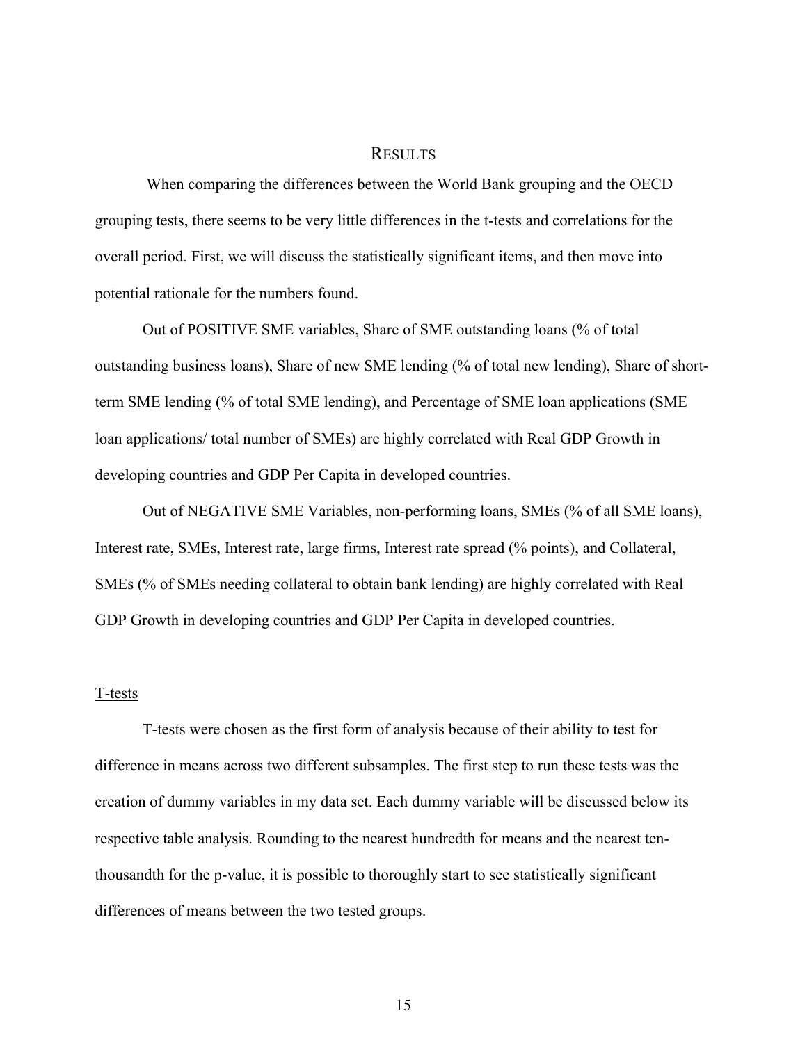## RESULTS

When comparing the differences between the World Bank grouping and the OECD grouping tests, there seems to be very little differences in the t-tests and correlations for the overall period. First, we will discuss the statistically significant items, and then move into potential rationale for the numbers found.

Out of POSITIVE SME variables, Share of SME outstanding loans (% of total outstanding business loans), Share of new SME lending (% of total new lending), Share of short-term SME lending (% of total SME lending), and Percentage of SME loan applications (SME loan applications/ total number of SMEs) are highly correlated with Real GDP Growth in developing countries and GDP Per Capita in developed countries.

Out of NEGATIVE SME Variables, non-performing loans, SMEs (% of all SME loans), Interest rate, SMEs, Interest rate, large firms, Interest rate spread (% points), and Collateral, SMEs (% of SMEs needing collateral to obtain bank lending) are highly correlated with Real GDP Growth in developing countries and GDP Per Capita in developed countries.

### T-tests

T-tests were chosen as the first form of analysis because of their ability to test for difference in means across two different subsamples. The first step to run these tests was the creation of dummy variables in my data set. Each dummy variable will be discussed below its respective table analysis. Rounding to the nearest hundredth for means and the nearest ten-thousandth for the p-value, it is possible to thoroughly start to see statistically significant differences of means between the two tested groups.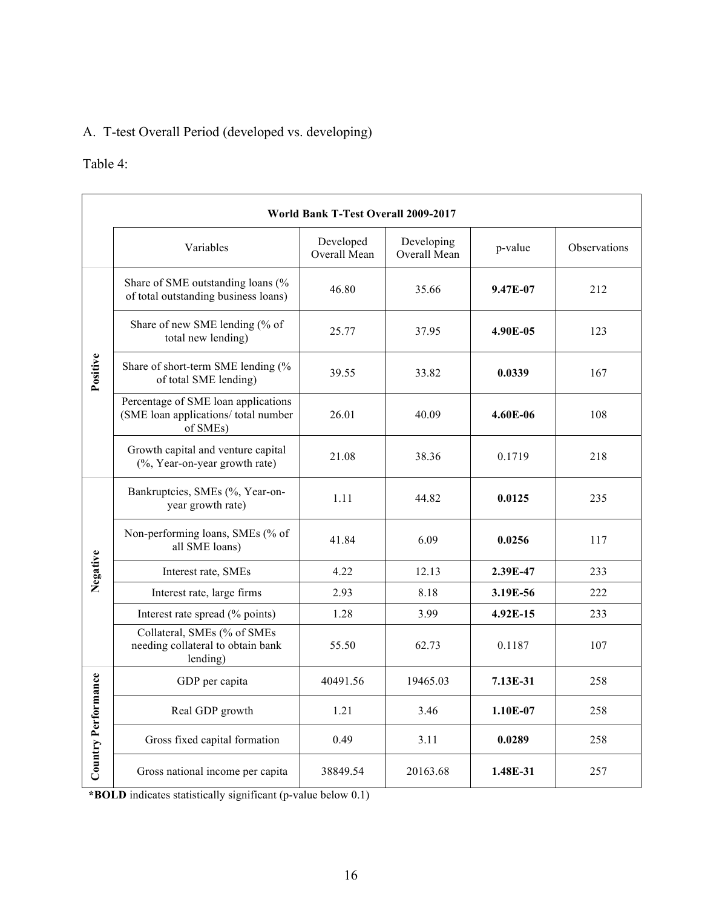A. T-test Overall Period (developed vs. developing)

Table 4:

| World Bank T-Test Overall 2009-2017 | | | | | |
|---|---|---|---|---|---|
| | Variables | Developed Overall Mean | Developing Overall Mean | p-value | Observations |
| **Positive** | Share of SME outstanding loans (% of total outstanding business loans) | 46.80 | 35.66 | **9.47E-07** | 212 |
| | Share of new SME lending (% of total new lending) | 25.77 | 37.95 | **4.90E-05** | 123 |
| | Share of short-term SME lending (% of total SME lending) | 39.55 | 33.82 | **0.0339** | 167 |
| | Percentage of SME loan applications (SME loan applications/ total number of SMEs) | 26.01 | 40.09 | **4.60E-06** | 108 |
| | Growth capital and venture capital (%, Year-on-year growth rate) | 21.08 | 38.36 | 0.1719 | 218 |
| **Negative** | Bankruptcies, SMEs (%, Year-on-year growth rate) | 1.11 | 44.82 | **0.0125** | 235 |
| | Non-performing loans, SMEs (% of all SME loans) | 41.84 | 6.09 | **0.0256** | 117 |
| | Interest rate, SMEs | 4.22 | 12.13 | **2.39E-47** | 233 |
| | Interest rate, large firms | 2.93 | 8.18 | **3.19E-56** | 222 |
| | Interest rate spread (% points) | 1.28 | 3.99 | **4.92E-15** | 233 |
| | Collateral, SMEs (% of SMEs needing collateral to obtain bank lending) | 55.50 | 62.73 | 0.1187 | 107 |
| **Country Performance** | GDP per capita | 40491.56 | 19465.03 | **7.13E-31** | 258 |
| | Real GDP growth | 1.21 | 3.46 | **1.10E-07** | 258 |
| | Gross fixed capital formation | 0.49 | 3.11 | **0.0289** | 258 |
| | Gross national income per capita | 38849.54 | 20163.68 | **1.48E-31** | 257 |

***BOLD** indicates statistically significant (p-value below 0.1)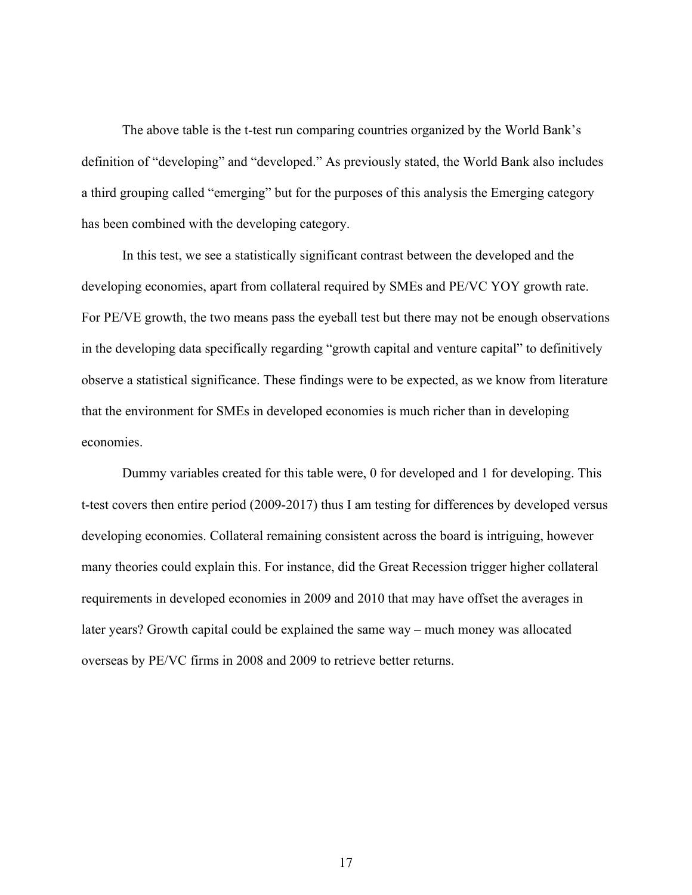The above table is the t-test run comparing countries organized by the World Bank's definition of "developing" and "developed." As previously stated, the World Bank also includes a third grouping called "emerging" but for the purposes of this analysis the Emerging category has been combined with the developing category.

In this test, we see a statistically significant contrast between the developed and the developing economies, apart from collateral required by SMEs and PE/VC YOY growth rate. For PE/VE growth, the two means pass the eyeball test but there may not be enough observations in the developing data specifically regarding "growth capital and venture capital" to definitively observe a statistical significance. These findings were to be expected, as we know from literature that the environment for SMEs in developed economies is much richer than in developing economies.

Dummy variables created for this table were, 0 for developed and 1 for developing. This t-test covers then entire period (2009-2017) thus I am testing for differences by developed versus developing economies. Collateral remaining consistent across the board is intriguing, however many theories could explain this. For instance, did the Great Recession trigger higher collateral requirements in developed economies in 2009 and 2010 that may have offset the averages in later years? Growth capital could be explained the same way – much money was allocated overseas by PE/VC firms in 2008 and 2009 to retrieve better returns.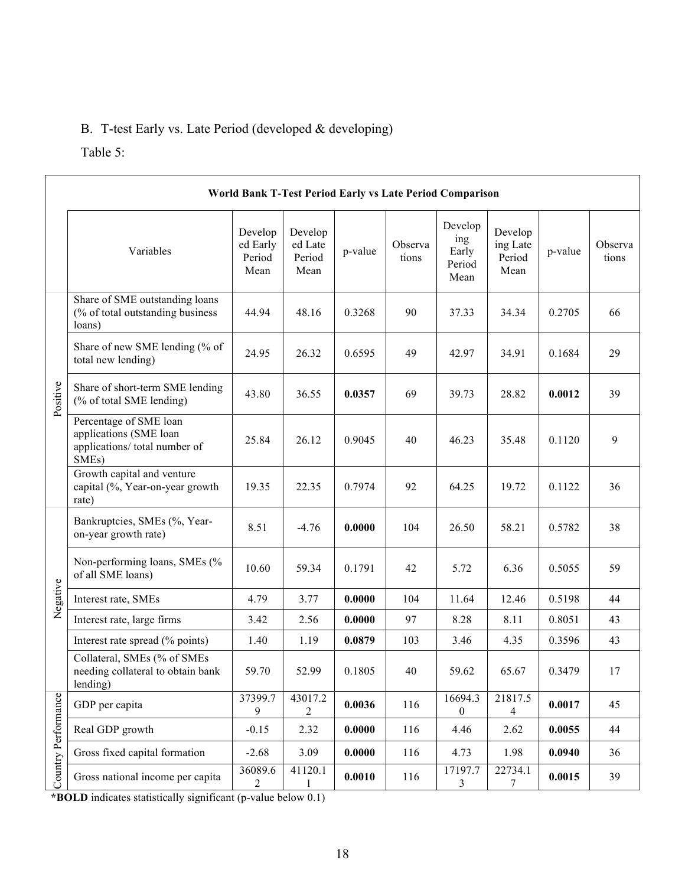B. T-test Early vs. Late Period (developed & developing)

Table 5:

| World Bank T-Test Period Early vs Late Period Comparison | | | | | | | | | | |
|---|---|---|---|---|---|---|---|---|---|---|
| | Variables | Developed Early Period Mean | Developed Late Period Mean | p-value | Observations | Developing Early Period Mean | Developing Late Period Mean | p-value | Observations |
| Positive | Share of SME outstanding loans (% of total outstanding business loans) | 44.94 | 48.16 | 0.3268 | 90 | 37.33 | 34.34 | 0.2705 | 66 |
| | Share of new SME lending (% of total new lending) | 24.95 | 26.32 | 0.6595 | 49 | 42.97 | 34.91 | 0.1684 | 29 |
| | Share of short-term SME lending (% of total SME lending) | 43.80 | 36.55 | **0.0357** | 69 | 39.73 | 28.82 | **0.0012** | 39 |
| | Percentage of SME loan applications (SME loan applications/ total number of SMEs) | 25.84 | 26.12 | 0.9045 | 40 | 46.23 | 35.48 | 0.1120 | 9 |
| | Growth capital and venture capital (%, Year-on-year growth rate) | 19.35 | 22.35 | 0.7974 | 92 | 64.25 | 19.72 | 0.1122 | 36 |
| Negative | Bankruptcies, SMEs (%, Year-on-year growth rate) | 8.51 | -4.76 | **0.0000** | 104 | 26.50 | 58.21 | 0.5782 | 38 |
| | Non-performing loans, SMEs (% of all SME loans) | 10.60 | 59.34 | 0.1791 | 42 | 5.72 | 6.36 | 0.5055 | 59 |
| | Interest rate, SMEs | 4.79 | 3.77 | **0.0000** | 104 | 11.64 | 12.46 | 0.5198 | 44 |
| | Interest rate, large firms | 3.42 | 2.56 | **0.0000** | 97 | 8.28 | 8.11 | 0.8051 | 43 |
| | Interest rate spread (% points) | 1.40 | 1.19 | **0.0879** | 103 | 3.46 | 4.35 | 0.3596 | 43 |
| | Collateral, SMEs (% of SMEs needing collateral to obtain bank lending) | 59.70 | 52.99 | 0.1805 | 40 | 59.62 | 65.67 | 0.3479 | 17 |
| Country Performance | GDP per capita | 37399.79 | 43017.22 | **0.0036** | 116 | 16694.30 | 21817.54 | **0.0017** | 45 |
| | Real GDP growth | -0.15 | 2.32 | **0.0000** | 116 | 4.46 | 2.62 | **0.0055** | 44 |
| | Gross fixed capital formation | -2.68 | 3.09 | **0.0000** | 116 | 4.73 | 1.98 | **0.0940** | 36 |
| | Gross national income per capita | 36089.62 | 41120.11 | **0.0010** | 116 | 17197.73 | 22734.17 | **0.0015** | 39 |

***BOLD** indicates statistically significant (p-value below 0.1)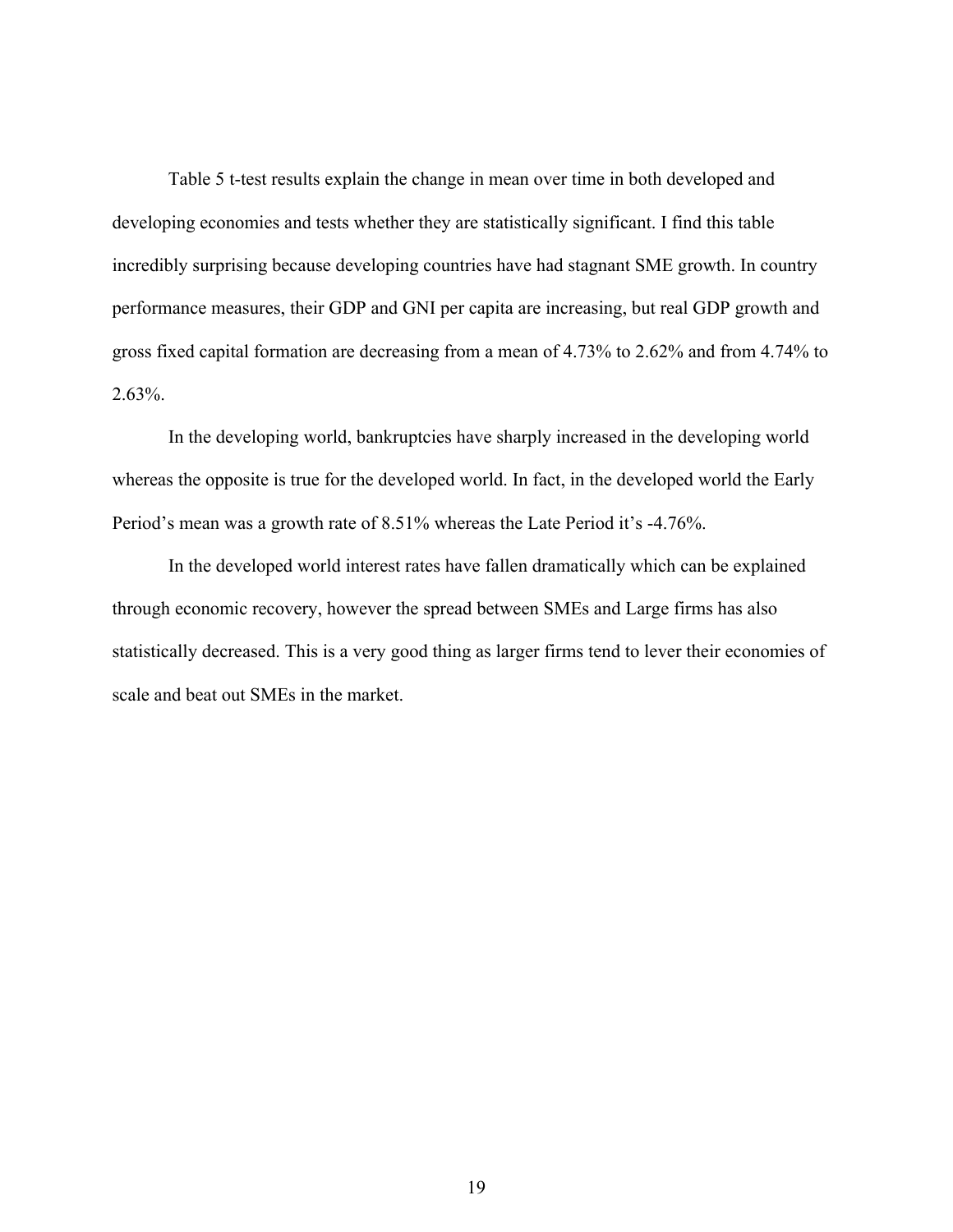Table 5 t-test results explain the change in mean over time in both developed and developing economies and tests whether they are statistically significant. I find this table incredibly surprising because developing countries have had stagnant SME growth. In country performance measures, their GDP and GNI per capita are increasing, but real GDP growth and gross fixed capital formation are decreasing from a mean of 4.73% to 2.62% and from 4.74% to 2.63%.

In the developing world, bankruptcies have sharply increased in the developing world whereas the opposite is true for the developed world. In fact, in the developed world the Early Period's mean was a growth rate of 8.51% whereas the Late Period it's -4.76%.

In the developed world interest rates have fallen dramatically which can be explained through economic recovery, however the spread between SMEs and Large firms has also statistically decreased. This is a very good thing as larger firms tend to lever their economies of scale and beat out SMEs in the market.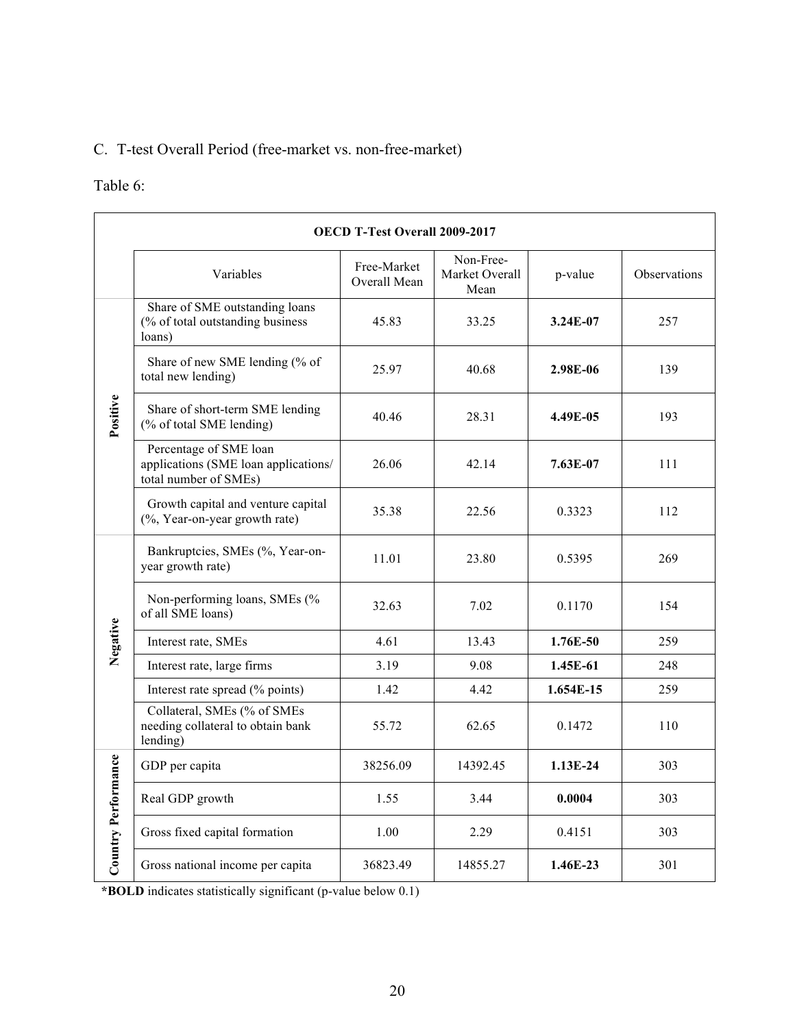C. T-test Overall Period (free-market vs. non-free-market)

Table 6:

| OECD T-Test Overall 2009-2017 | | | | | |
|---|---|---|---|---|---|
| | Variables | Free-Market Overall Mean | Non-Free-Market Overall Mean | p-value | Observations |
| **Positive** | Share of SME outstanding loans (% of total outstanding business loans) | 45.83 | 33.25 | **3.24E-07** | 257 |
| | Share of new SME lending (% of total new lending) | 25.97 | 40.68 | **2.98E-06** | 139 |
| | Share of short-term SME lending (% of total SME lending) | 40.46 | 28.31 | **4.49E-05** | 193 |
| | Percentage of SME loan applications (SME loan applications/ total number of SMEs) | 26.06 | 42.14 | **7.63E-07** | 111 |
| | Growth capital and venture capital (%, Year-on-year growth rate) | 35.38 | 22.56 | 0.3323 | 112 |
| **Negative** | Bankruptcies, SMEs (%, Year-on-year growth rate) | 11.01 | 23.80 | 0.5395 | 269 |
| | Non-performing loans, SMEs (% of all SME loans) | 32.63 | 7.02 | 0.1170 | 154 |
| | Interest rate, SMEs | 4.61 | 13.43 | **1.76E-50** | 259 |
| | Interest rate, large firms | 3.19 | 9.08 | **1.45E-61** | 248 |
| | Interest rate spread (% points) | 1.42 | 4.42 | **1.654E-15** | 259 |
| | Collateral, SMEs (% of SMEs needing collateral to obtain bank lending) | 55.72 | 62.65 | 0.1472 | 110 |
| **Country Performance** | GDP per capita | 38256.09 | 14392.45 | **1.13E-24** | 303 |
| | Real GDP growth | 1.55 | 3.44 | **0.0004** | 303 |
| | Gross fixed capital formation | 1.00 | 2.29 | 0.4151 | 303 |
| | Gross national income per capita | 36823.49 | 14855.27 | **1.46E-23** | 301 |

***BOLD** indicates statistically significant (p-value below 0.1)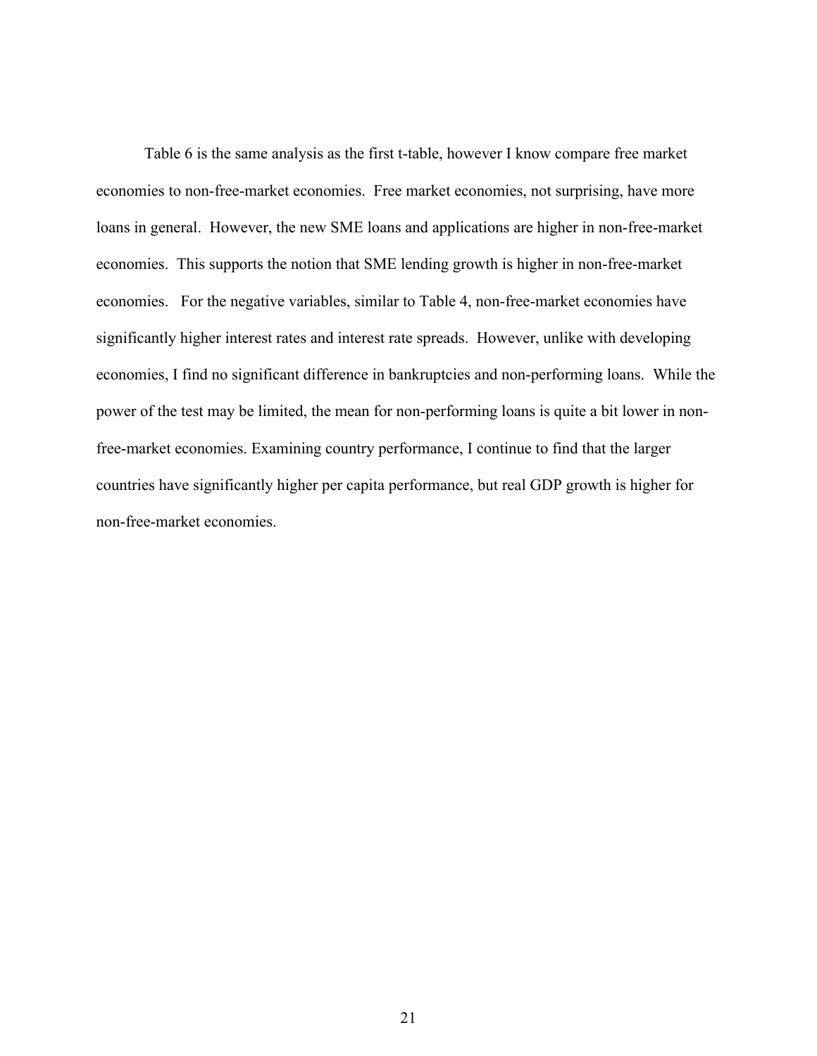Table 6 is the same analysis as the first t-table, however I know compare free market economies to non-free-market economies. Free market economies, not surprising, have more loans in general. However, the new SME loans and applications are higher in non-free-market economies. This supports the notion that SME lending growth is higher in non-free-market economies. For the negative variables, similar to Table 4, non-free-market economies have significantly higher interest rates and interest rate spreads. However, unlike with developing economies, I find no significant difference in bankruptcies and non-performing loans. While the power of the test may be limited, the mean for non-performing loans is quite a bit lower in non-free-market economies. Examining country performance, I continue to find that the larger countries have significantly higher per capita performance, but real GDP growth is higher for non-free-market economies.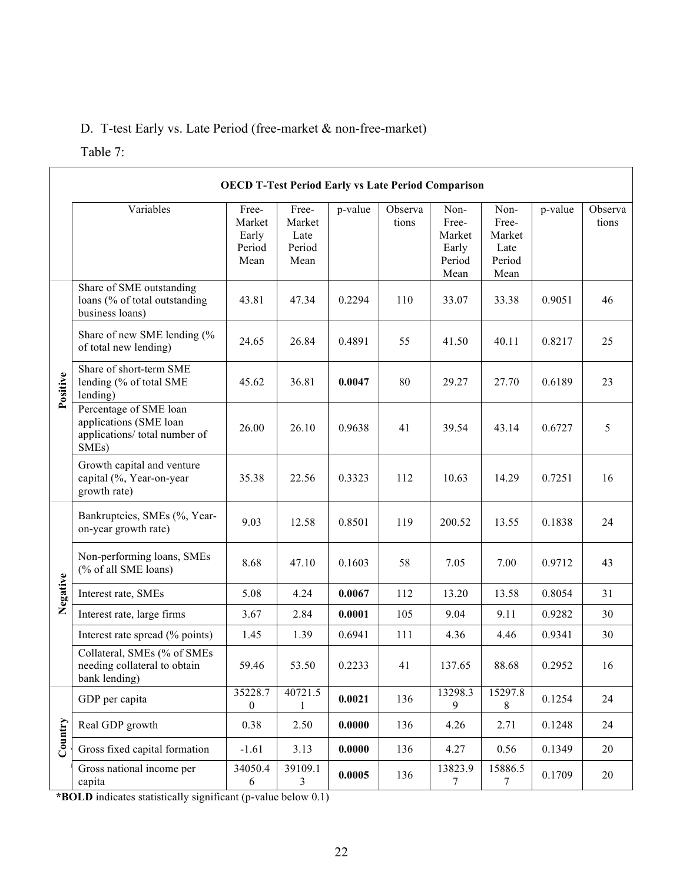D. T-test Early vs. Late Period (free-market & non-free-market)

Table 7:

| | **OECD T-Test Period Early vs Late Period Comparison** | | | | | | | | |
|---|---|---|---|---|---|---|---|---|---|
| | Variables | Free-Market Early Period Mean | Free-Market Late Period Mean | p-value | Observations | Non-Free-Market Early Period Mean | Non-Free-Market Late Period Mean | p-value | Observations |
| **Positive** | Share of SME outstanding loans (% of total outstanding business loans) | 43.81 | 47.34 | 0.2294 | 110 | 33.07 | 33.38 | 0.9051 | 46 |
| | Share of new SME lending (% of total new lending) | 24.65 | 26.84 | 0.4891 | 55 | 41.50 | 40.11 | 0.8217 | 25 |
| | Share of short-term SME lending (% of total SME lending) | 45.62 | 36.81 | **0.0047** | 80 | 29.27 | 27.70 | 0.6189 | 23 |
| | Percentage of SME loan applications (SME loan applications/ total number of SMEs) | 26.00 | 26.10 | 0.9638 | 41 | 39.54 | 43.14 | 0.6727 | 5 |
| | Growth capital and venture capital (%, Year-on-year growth rate) | 35.38 | 22.56 | 0.3323 | 112 | 10.63 | 14.29 | 0.7251 | 16 |
| **Negative** | Bankruptcies, SMEs (%, Year-on-year growth rate) | 9.03 | 12.58 | 0.8501 | 119 | 200.52 | 13.55 | 0.1838 | 24 |
| | Non-performing loans, SMEs (% of all SME loans) | 8.68 | 47.10 | 0.1603 | 58 | 7.05 | 7.00 | 0.9712 | 43 |
| | Interest rate, SMEs | 5.08 | 4.24 | **0.0067** | 112 | 13.20 | 13.58 | 0.8054 | 31 |
| | Interest rate, large firms | 3.67 | 2.84 | **0.0001** | 105 | 9.04 | 9.11 | 0.9282 | 30 |
| | Interest rate spread (% points) | 1.45 | 1.39 | 0.6941 | 111 | 4.36 | 4.46 | 0.9341 | 30 |
| | Collateral, SMEs (% of SMEs needing collateral to obtain bank lending) | 59.46 | 53.50 | 0.2233 | 41 | 137.65 | 88.68 | 0.2952 | 16 |
| **Country** | GDP per capita | 35228.70 | 40721.51 | **0.0021** | 136 | 13298.39 | 15297.88 | 0.1254 | 24 |
| | Real GDP growth | 0.38 | 2.50 | **0.0000** | 136 | 4.26 | 2.71 | 0.1248 | 24 |
| | Gross fixed capital formation | -1.61 | 3.13 | **0.0000** | 136 | 4.27 | 0.56 | 0.1349 | 20 |
| | Gross national income per capita | 34050.46 | 39109.13 | **0.0005** | 136 | 13823.97 | 15886.57 | 0.1709 | 20 |

***BOLD** indicates statistically significant (p-value below 0.1)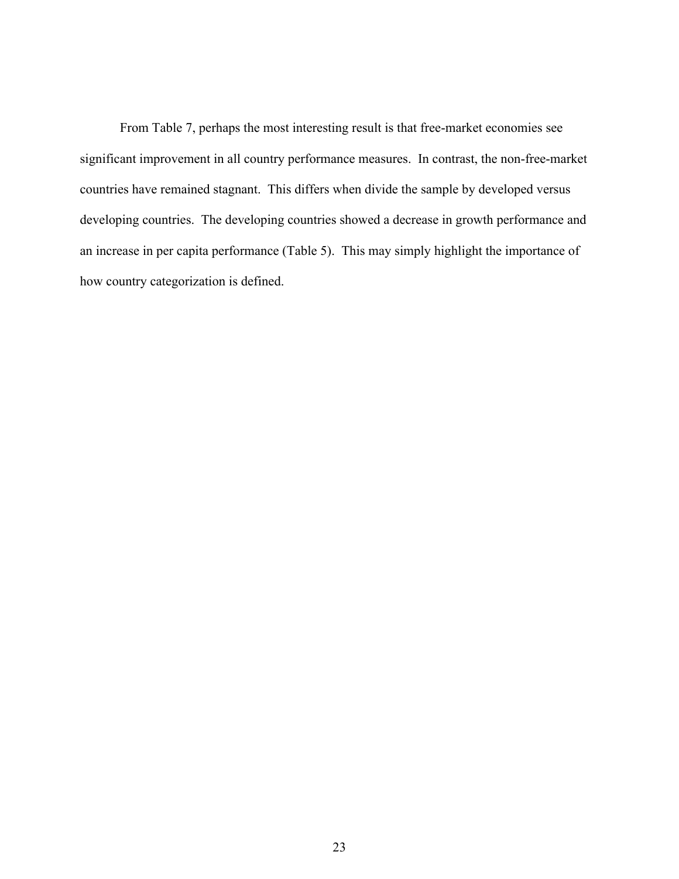From Table 7, perhaps the most interesting result is that free-market economies see significant improvement in all country performance measures. In contrast, the non-free-market countries have remained stagnant. This differs when divide the sample by developed versus developing countries. The developing countries showed a decrease in growth performance and an increase in per capita performance (Table 5). This may simply highlight the importance of how country categorization is defined.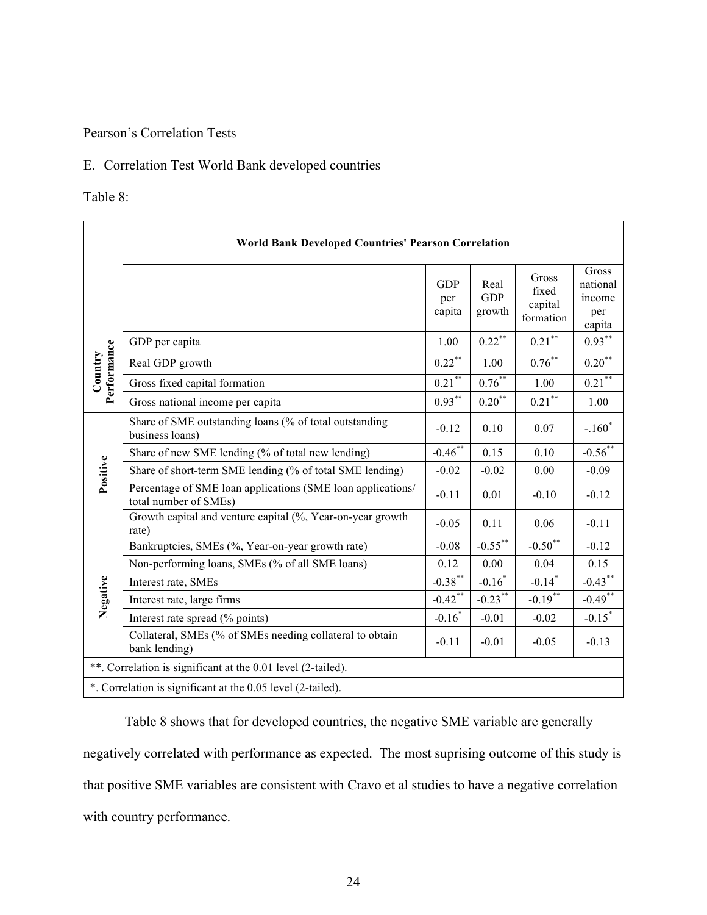Pearson's Correlation Tests

E. Correlation Test World Bank developed countries

Table 8:

| World Bank Developed Countries' Pearson Correlation | | | | | |
|---|---|---|---|---|---|
| | | GDP per capita | Real GDP growth | Gross fixed capital formation | Gross national income per capita |
| Country Performance | GDP per capita | 1.00 | 0.22** | 0.21** | 0.93** |
| | Real GDP growth | 0.22** | 1.00 | 0.76** | 0.20** |
| | Gross fixed capital formation | 0.21** | 0.76** | 1.00 | 0.21** |
| | Gross national income per capita | 0.93** | 0.20** | 0.21** | 1.00 |
| Positive | Share of SME outstanding loans (% of total outstanding business loans) | -0.12 | 0.10 | 0.07 | -.160* |
| | Share of new SME lending (% of total new lending) | -0.46** | 0.15 | 0.10 | -0.56** |
| | Share of short-term SME lending (% of total SME lending) | -0.02 | -0.02 | 0.00 | -0.09 |
| | Percentage of SME loan applications (SME loan applications/ total number of SMEs) | -0.11 | 0.01 | -0.10 | -0.12 |
| | Growth capital and venture capital (%, Year-on-year growth rate) | -0.05 | 0.11 | 0.06 | -0.11 |
| Negative | Bankruptcies, SMEs (%, Year-on-year growth rate) | -0.08 | -0.55** | -0.50** | -0.12 |
| | Non-performing loans, SMEs (% of all SME loans) | 0.12 | 0.00 | 0.04 | 0.15 |
| | Interest rate, SMEs | -0.38** | -0.16* | -0.14* | -0.43** |
| | Interest rate, large firms | -0.42** | -0.23** | -0.19** | -0.49** |
| | Interest rate spread (% points) | -0.16* | -0.01 | -0.02 | -0.15* |
| | Collateral, SMEs (% of SMEs needing collateral to obtain bank lending) | -0.11 | -0.01 | -0.05 | -0.13 |

**. Correlation is significant at the 0.01 level (2-tailed).

*. Correlation is significant at the 0.05 level (2-tailed).

Table 8 shows that for developed countries, the negative SME variable are generally negatively correlated with performance as expected. The most suprising outcome of this study is that positive SME variables are consistent with Cravo et al studies to have a negative correlation with country performance.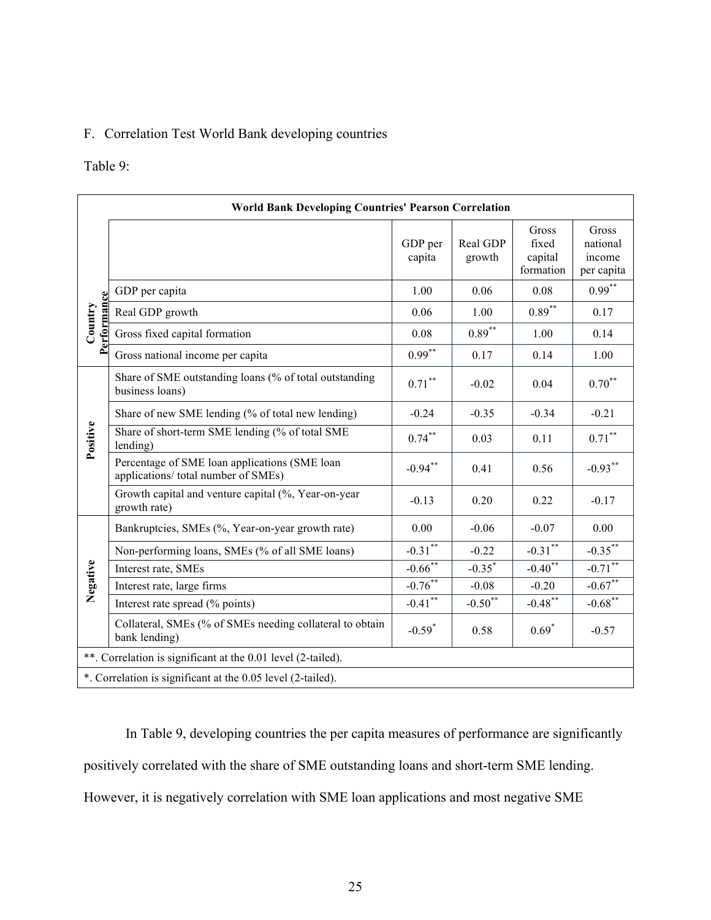F. Correlation Test World Bank developing countries

Table 9:

| World Bank Developing Countries' Pearson Correlation | | | | | |
|---|---|---|---|---|---|
| | | GDP per capita | Real GDP growth | Gross fixed capital formation | Gross national income per capita |
| **Country Performance** | GDP per capita | 1.00 | 0.06 | 0.08 | 0.99** |
| | Real GDP growth | 0.06 | 1.00 | 0.89** | 0.17 |
| | Gross fixed capital formation | 0.08 | 0.89** | 1.00 | 0.14 |
| | Gross national income per capita | 0.99** | 0.17 | 0.14 | 1.00 |
| **Positive** | Share of SME outstanding loans (% of total outstanding business loans) | 0.71** | -0.02 | 0.04 | 0.70** |
| | Share of new SME lending (% of total new lending) | -0.24 | -0.35 | -0.34 | -0.21 |
| | Share of short-term SME lending (% of total SME lending) | 0.74** | 0.03 | 0.11 | 0.71** |
| | Percentage of SME loan applications (SME loan applications/ total number of SMEs) | -0.94** | 0.41 | 0.56 | -0.93** |
| | Growth capital and venture capital (%, Year-on-year growth rate) | -0.13 | 0.20 | 0.22 | -0.17 |
| **Negative** | Bankruptcies, SMEs (%, Year-on-year growth rate) | 0.00 | -0.06 | -0.07 | 0.00 |
| | Non-performing loans, SMEs (% of all SME loans) | -0.31** | -0.22 | -0.31** | -0.35** |
| | Interest rate, SMEs | -0.66** | -0.35* | -0.40** | -0.71** |
| | Interest rate, large firms | -0.76** | -0.08 | -0.20 | -0.67** |
| | Interest rate spread (% points) | -0.41** | -0.50** | -0.48** | -0.68** |
| | Collateral, SMEs (% of SMEs needing collateral to obtain bank lending) | -0.59* | 0.58 | 0.69* | -0.57 |
| **. Correlation is significant at the 0.01 level (2-tailed). | | | | | |
| *. Correlation is significant at the 0.05 level (2-tailed). | | | | | |

In Table 9, developing countries the per capita measures of performance are significantly positively correlated with the share of SME outstanding loans and short-term SME lending. However, it is negatively correlation with SME loan applications and most negative SME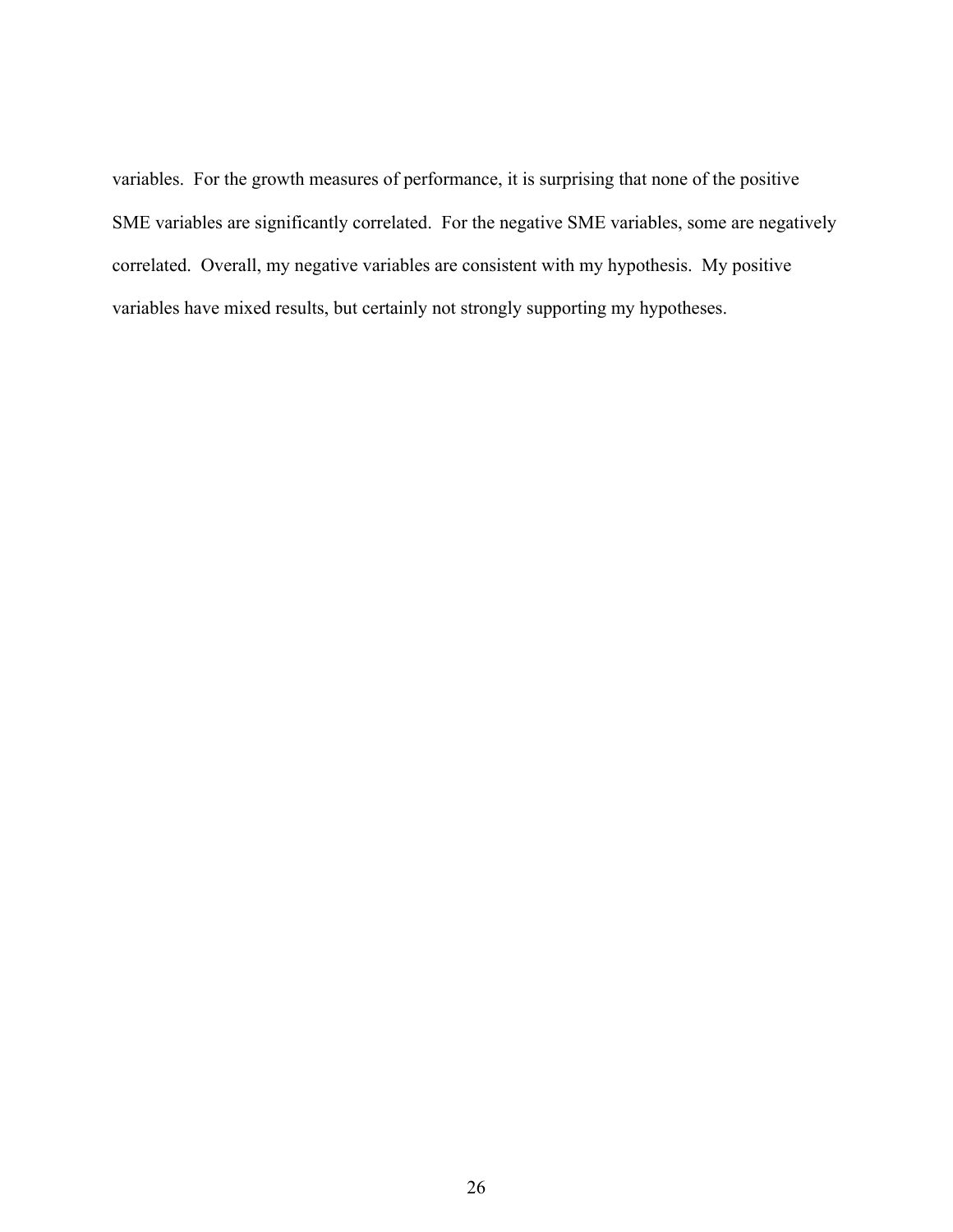variables. For the growth measures of performance, it is surprising that none of the positive SME variables are significantly correlated. For the negative SME variables, some are negatively correlated. Overall, my negative variables are consistent with my hypothesis. My positive variables have mixed results, but certainly not strongly supporting my hypotheses.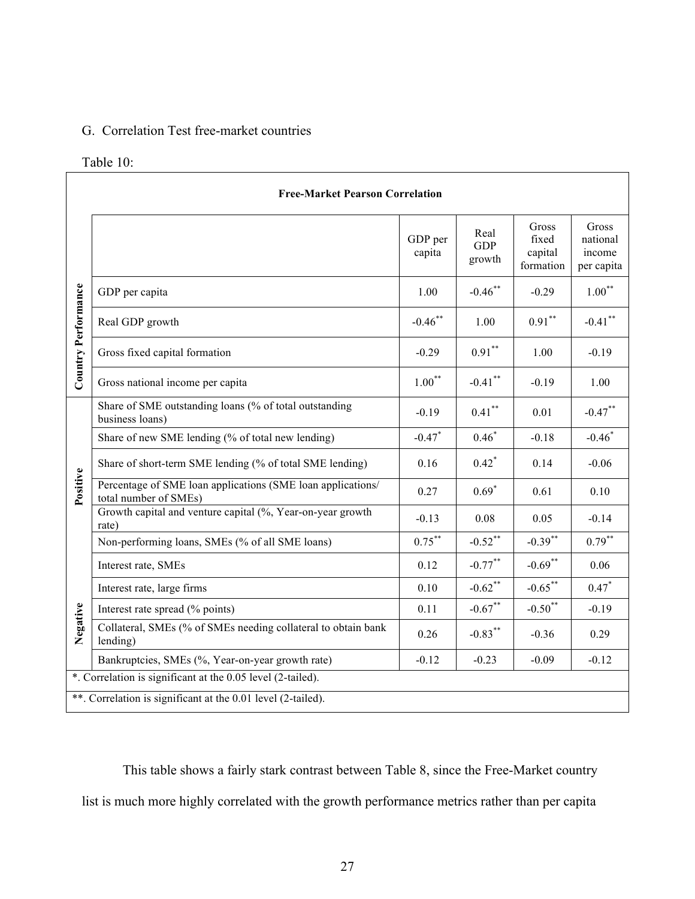G. Correlation Test free-market countries

Table 10:

| Free-Market Pearson Correlation | | | | | |
|---|---|---|---|---|---|
| | | GDP per capita | Real GDP growth | Gross fixed capital formation | Gross national income per capita |
| Country Performance | GDP per capita | 1.00 | -0.46** | -0.29 | 1.00** |
| | Real GDP growth | -0.46** | 1.00 | 0.91** | -0.41** |
| | Gross fixed capital formation | -0.29 | 0.91** | 1.00 | -0.19 |
| | Gross national income per capita | 1.00** | -0.41** | -0.19 | 1.00 |
| Positive | Share of SME outstanding loans (% of total outstanding business loans) | -0.19 | 0.41** | 0.01 | -0.47** |
| | Share of new SME lending (% of total new lending) | -0.47* | 0.46* | -0.18 | -0.46* |
| | Share of short-term SME lending (% of total SME lending) | 0.16 | 0.42* | 0.14 | -0.06 |
| | Percentage of SME loan applications (SME loan applications/ total number of SMEs) | 0.27 | 0.69* | 0.61 | 0.10 |
| | Growth capital and venture capital (%, Year-on-year growth rate) | -0.13 | 0.08 | 0.05 | -0.14 |
| Negative | Non-performing loans, SMEs (% of all SME loans) | 0.75** | -0.52** | -0.39** | 0.79** |
| | Interest rate, SMEs | 0.12 | -0.77** | -0.69** | 0.06 |
| | Interest rate, large firms | 0.10 | -0.62** | -0.65** | 0.47* |
| | Interest rate spread (% points) | 0.11 | -0.67** | -0.50** | -0.19 |
| | Collateral, SMEs (% of SMEs needing collateral to obtain bank lending) | 0.26 | -0.83** | -0.36 | 0.29 |
| | Bankruptcies, SMEs (%, Year-on-year growth rate) | -0.12 | -0.23 | -0.09 | -0.12 |

*. Correlation is significant at the 0.05 level (2-tailed).

**. Correlation is significant at the 0.01 level (2-tailed).

This table shows a fairly stark contrast between Table 8, since the Free-Market country list is much more highly correlated with the growth performance metrics rather than per capita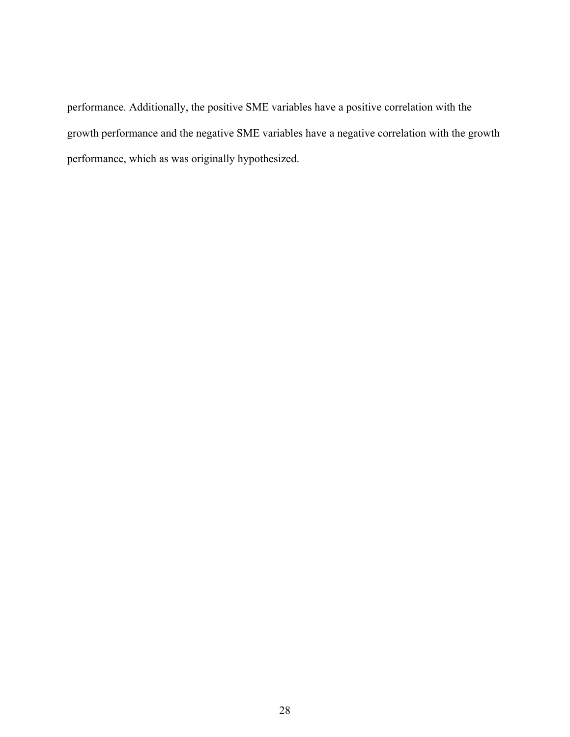performance. Additionally, the positive SME variables have a positive correlation with the growth performance and the negative SME variables have a negative correlation with the growth performance, which as was originally hypothesized.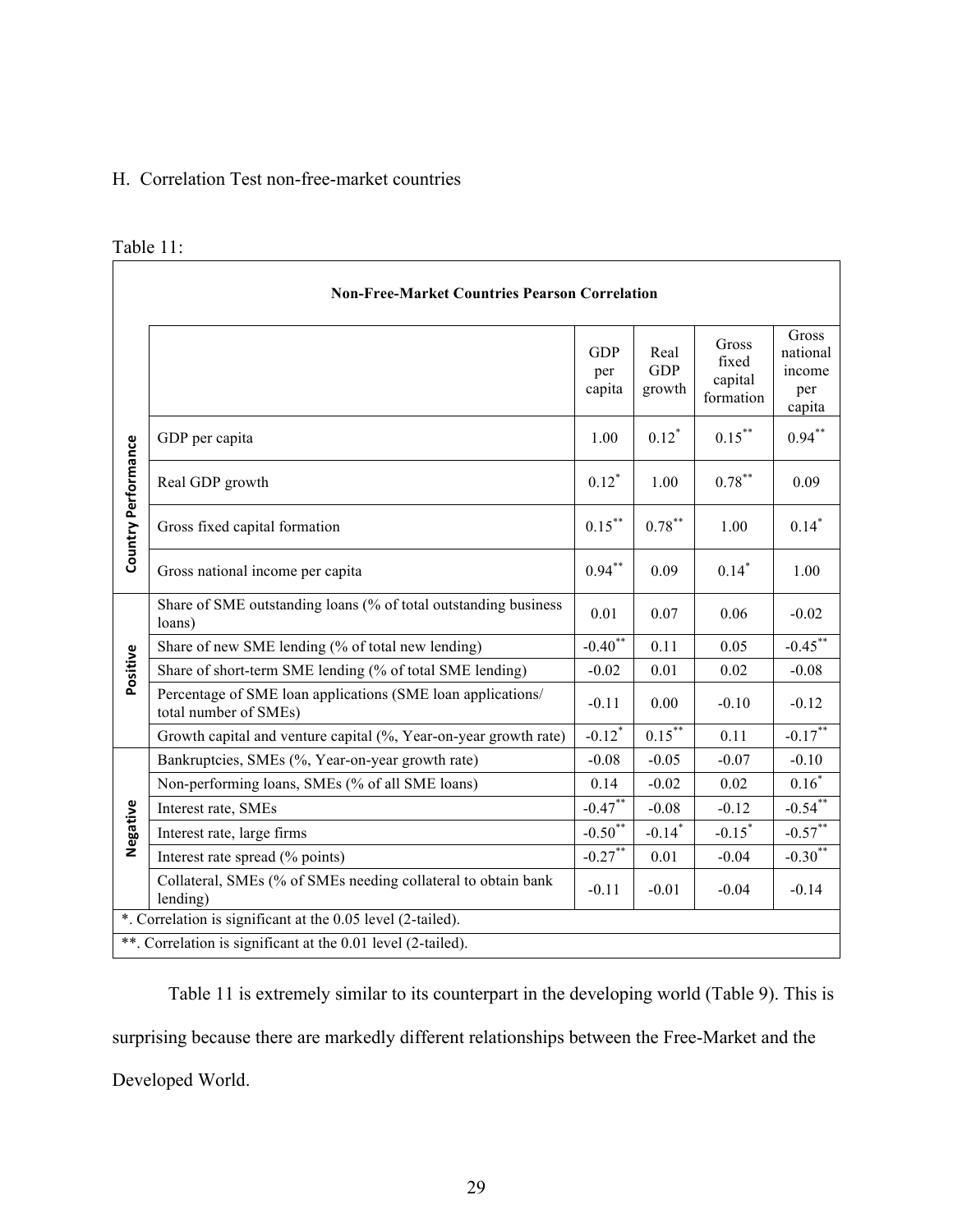H. Correlation Test non-free-market countries

Table 11:

| Non-Free-Market Countries Pearson Correlation | | | | | |
|---|---|---|---|---|---|
| | | GDP per capita | Real GDP growth | Gross fixed capital formation | Gross national income per capita |
| Country Performance | GDP per capita | 1.00 | 0.12* | 0.15** | 0.94** |
| | Real GDP growth | 0.12* | 1.00 | 0.78** | 0.09 |
| | Gross fixed capital formation | 0.15** | 0.78** | 1.00 | 0.14* |
| | Gross national income per capita | 0.94** | 0.09 | 0.14* | 1.00 |
| Positive | Share of SME outstanding loans (% of total outstanding business loans) | 0.01 | 0.07 | 0.06 | -0.02 |
| | Share of new SME lending (% of total new lending) | -0.40** | 0.11 | 0.05 | -0.45** |
| | Share of short-term SME lending (% of total SME lending) | -0.02 | 0.01 | 0.02 | -0.08 |
| | Percentage of SME loan applications (SME loan applications/ total number of SMEs) | -0.11 | 0.00 | -0.10 | -0.12 |
| | Growth capital and venture capital (%, Year-on-year growth rate) | -0.12* | 0.15** | 0.11 | -0.17** |
| Negative | Bankruptcies, SMEs (%, Year-on-year growth rate) | -0.08 | -0.05 | -0.07 | -0.10 |
| | Non-performing loans, SMEs (% of all SME loans) | 0.14 | -0.02 | 0.02 | 0.16* |
| | Interest rate, SMEs | -0.47** | -0.08 | -0.12 | -0.54** |
| | Interest rate, large firms | -0.50** | -0.14* | -0.15* | -0.57** |
| | Interest rate spread (% points) | -0.27** | 0.01 | -0.04 | -0.30** |
| | Collateral, SMEs (% of SMEs needing collateral to obtain bank lending) | -0.11 | -0.01 | -0.04 | -0.14 |

*. Correlation is significant at the 0.05 level (2-tailed).

**. Correlation is significant at the 0.01 level (2-tailed).

Table 11 is extremely similar to its counterpart in the developing world (Table 9). This is surprising because there are markedly different relationships between the Free-Market and the Developed World.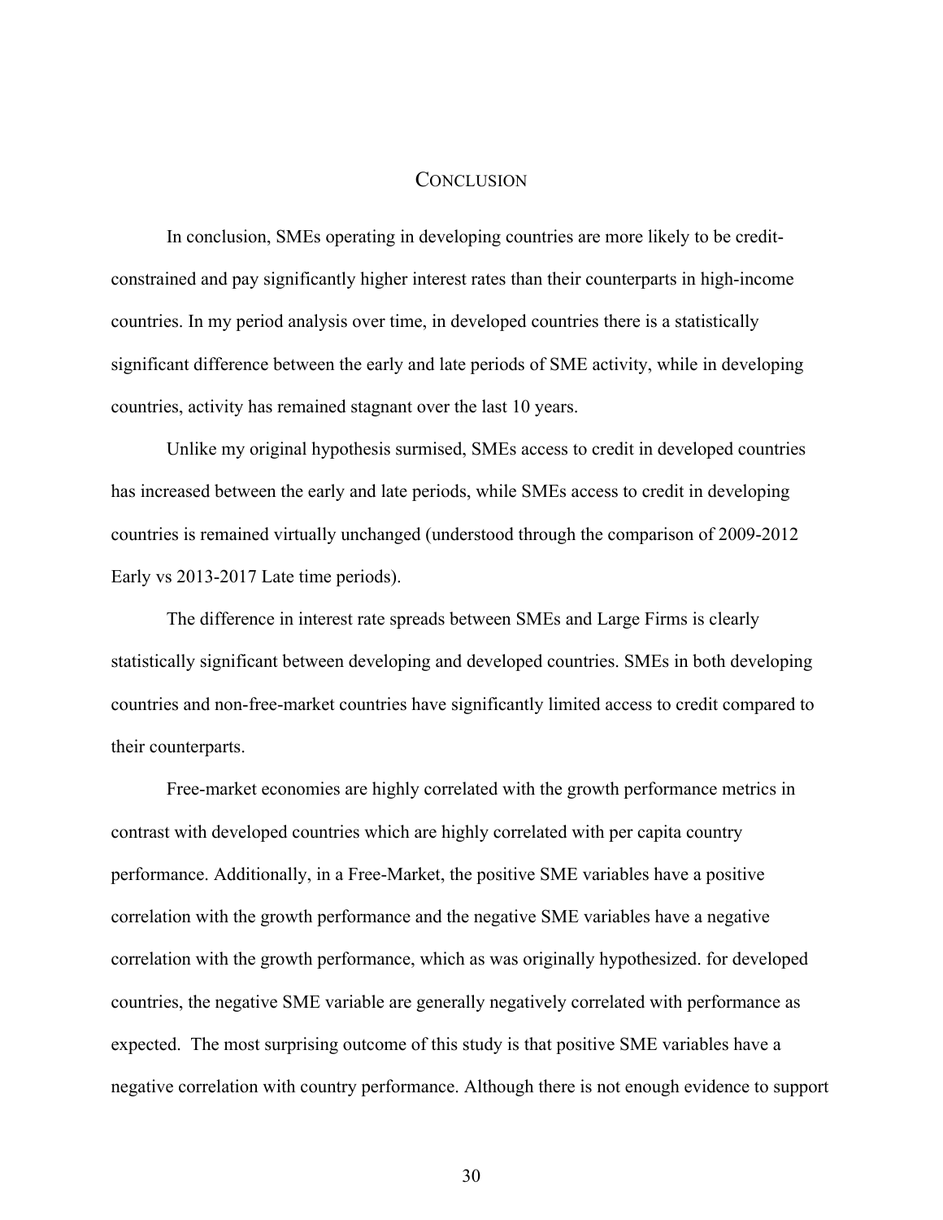# Conclusion

In conclusion, SMEs operating in developing countries are more likely to be credit-constrained and pay significantly higher interest rates than their counterparts in high-income countries. In my period analysis over time, in developed countries there is a statistically significant difference between the early and late periods of SME activity, while in developing countries, activity has remained stagnant over the last 10 years.

Unlike my original hypothesis surmised, SMEs access to credit in developed countries has increased between the early and late periods, while SMEs access to credit in developing countries is remained virtually unchanged (understood through the comparison of 2009-2012 Early vs 2013-2017 Late time periods).

The difference in interest rate spreads between SMEs and Large Firms is clearly statistically significant between developing and developed countries. SMEs in both developing countries and non-free-market countries have significantly limited access to credit compared to their counterparts.

Free-market economies are highly correlated with the growth performance metrics in contrast with developed countries which are highly correlated with per capita country performance. Additionally, in a Free-Market, the positive SME variables have a positive correlation with the growth performance and the negative SME variables have a negative correlation with the growth performance, which as was originally hypothesized. for developed countries, the negative SME variable are generally negatively correlated with performance as expected. The most surprising outcome of this study is that positive SME variables have a negative correlation with country performance. Although there is not enough evidence to support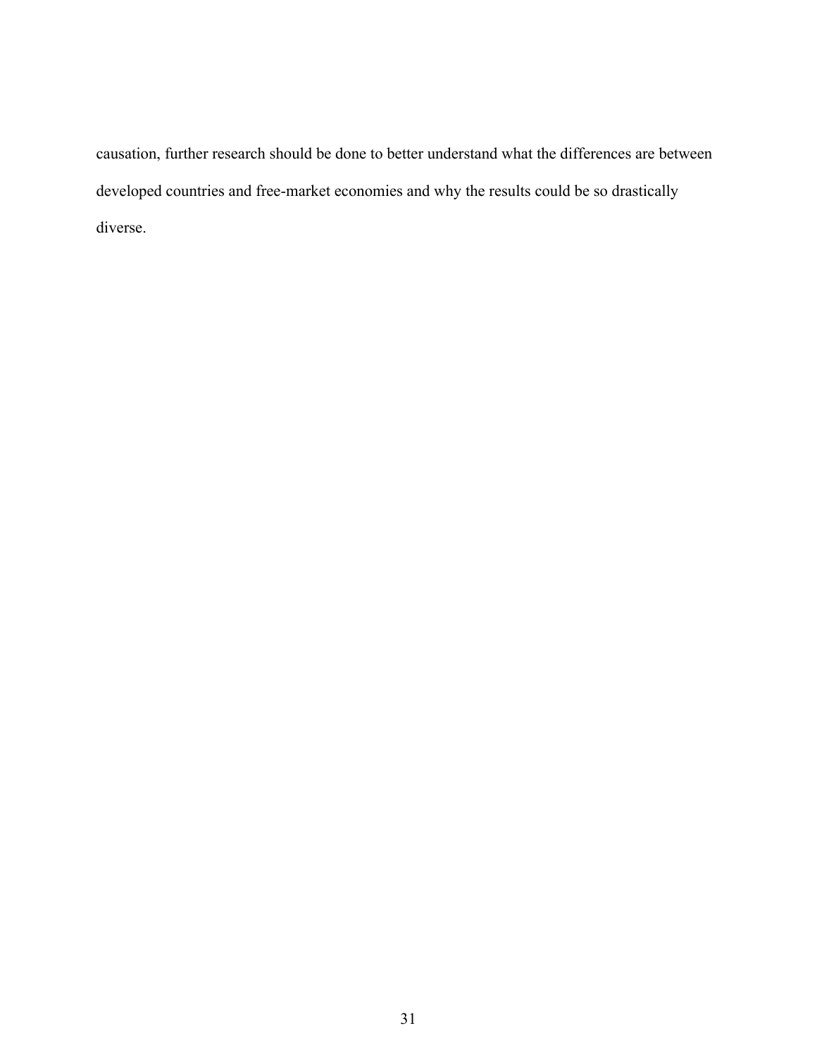causation, further research should be done to better understand what the differences are between developed countries and free-market economies and why the results could be so drastically diverse.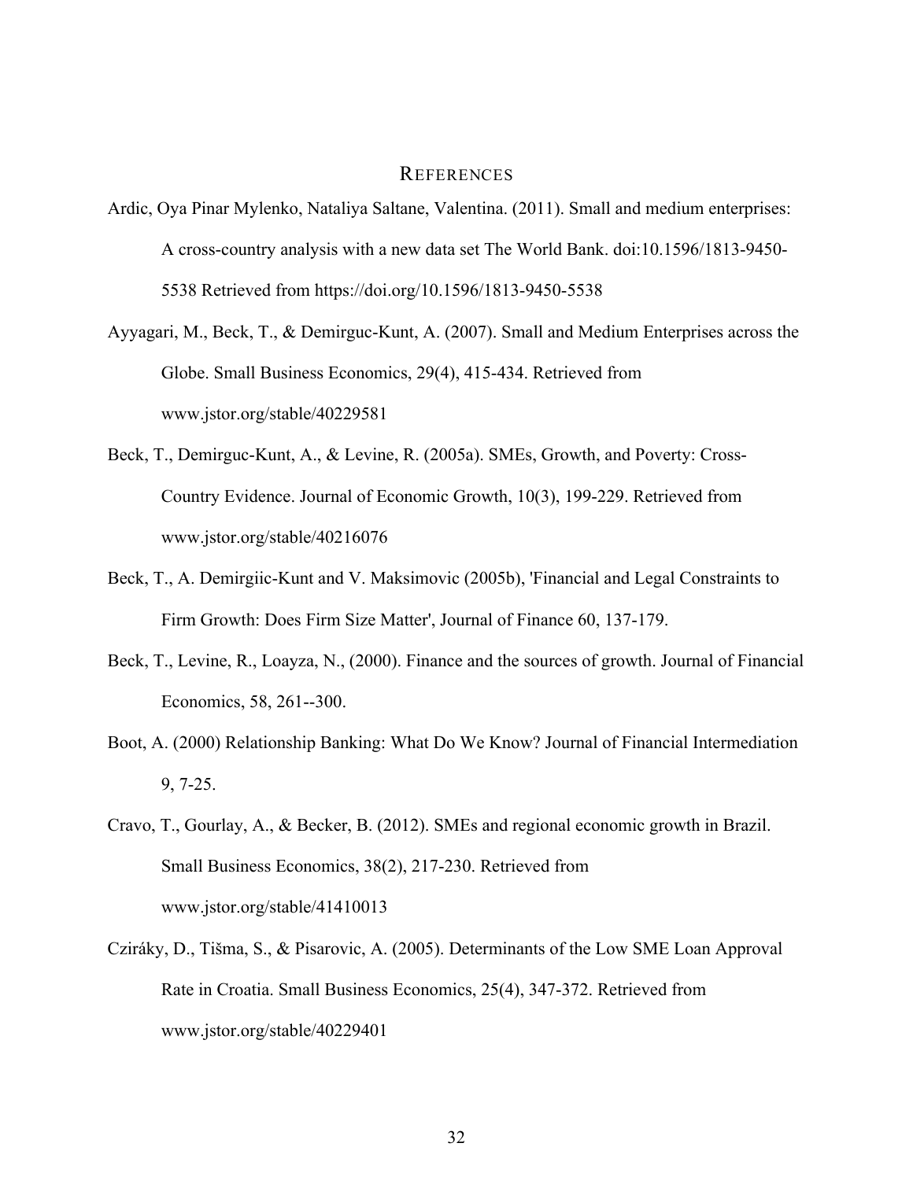## REFERENCES

Ardic, Oya Pinar Mylenko, Nataliya Saltane, Valentina. (2011). Small and medium enterprises: A cross-country analysis with a new data set The World Bank. doi:10.1596/1813-9450-5538 Retrieved from https://doi.org/10.1596/1813-9450-5538

Ayyagari, M., Beck, T., & Demirguc-Kunt, A. (2007). Small and Medium Enterprises across the Globe. Small Business Economics, 29(4), 415-434. Retrieved from www.jstor.org/stable/40229581

Beck, T., Demirguc-Kunt, A., & Levine, R. (2005a). SMEs, Growth, and Poverty: Cross-Country Evidence. Journal of Economic Growth, 10(3), 199-229. Retrieved from www.jstor.org/stable/40216076

Beck, T., A. Demirgiic-Kunt and V. Maksimovic (2005b), 'Financial and Legal Constraints to Firm Growth: Does Firm Size Matter', Journal of Finance 60, 137-179.

Beck, T., Levine, R., Loayza, N., (2000). Finance and the sources of growth. Journal of Financial Economics, 58, 261--300.

Boot, A. (2000) Relationship Banking: What Do We Know? Journal of Financial Intermediation 9, 7-25.

Cravo, T., Gourlay, A., & Becker, B. (2012). SMEs and regional economic growth in Brazil. Small Business Economics, 38(2), 217-230. Retrieved from www.jstor.org/stable/41410013

Cziráky, D., Tišma, S., & Pisarovic, A. (2005). Determinants of the Low SME Loan Approval Rate in Croatia. Small Business Economics, 25(4), 347-372. Retrieved from www.jstor.org/stable/40229401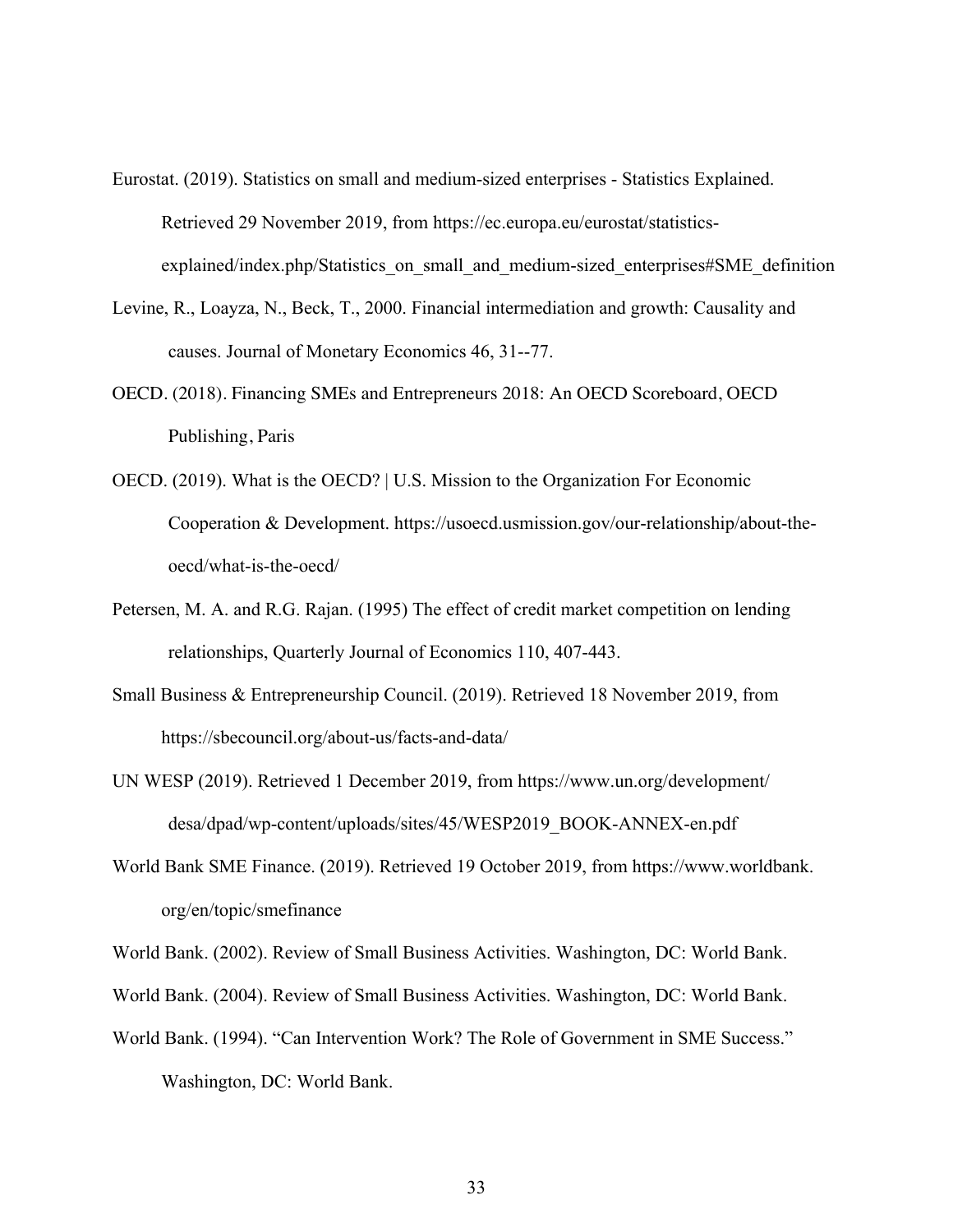Eurostat. (2019). Statistics on small and medium-sized enterprises - Statistics Explained. Retrieved 29 November 2019, from https://ec.europa.eu/eurostat/statistics-explained/index.php/Statistics_on_small_and_medium-sized_enterprises#SME_definition

Levine, R., Loayza, N., Beck, T., 2000. Financial intermediation and growth: Causality and causes. Journal of Monetary Economics 46, 31--77.

OECD. (2018). Financing SMEs and Entrepreneurs 2018: An OECD Scoreboard, OECD Publishing, Paris

OECD. (2019). What is the OECD? | U.S. Mission to the Organization For Economic Cooperation & Development. https://usoecd.usmission.gov/our-relationship/about-the-oecd/what-is-the-oecd/

Petersen, M. A. and R.G. Rajan. (1995) The effect of credit market competition on lending relationships, Quarterly Journal of Economics 110, 407-443.

Small Business & Entrepreneurship Council. (2019). Retrieved 18 November 2019, from https://sbecouncil.org/about-us/facts-and-data/

UN WESP (2019). Retrieved 1 December 2019, from https://www.un.org/development/desa/dpad/wp-content/uploads/sites/45/WESP2019_BOOK-ANNEX-en.pdf

World Bank SME Finance. (2019). Retrieved 19 October 2019, from https://www.worldbank.org/en/topic/smefinance

World Bank. (2002). Review of Small Business Activities. Washington, DC: World Bank.

World Bank. (2004). Review of Small Business Activities. Washington, DC: World Bank.

World Bank. (1994). "Can Intervention Work? The Role of Government in SME Success." Washington, DC: World Bank.